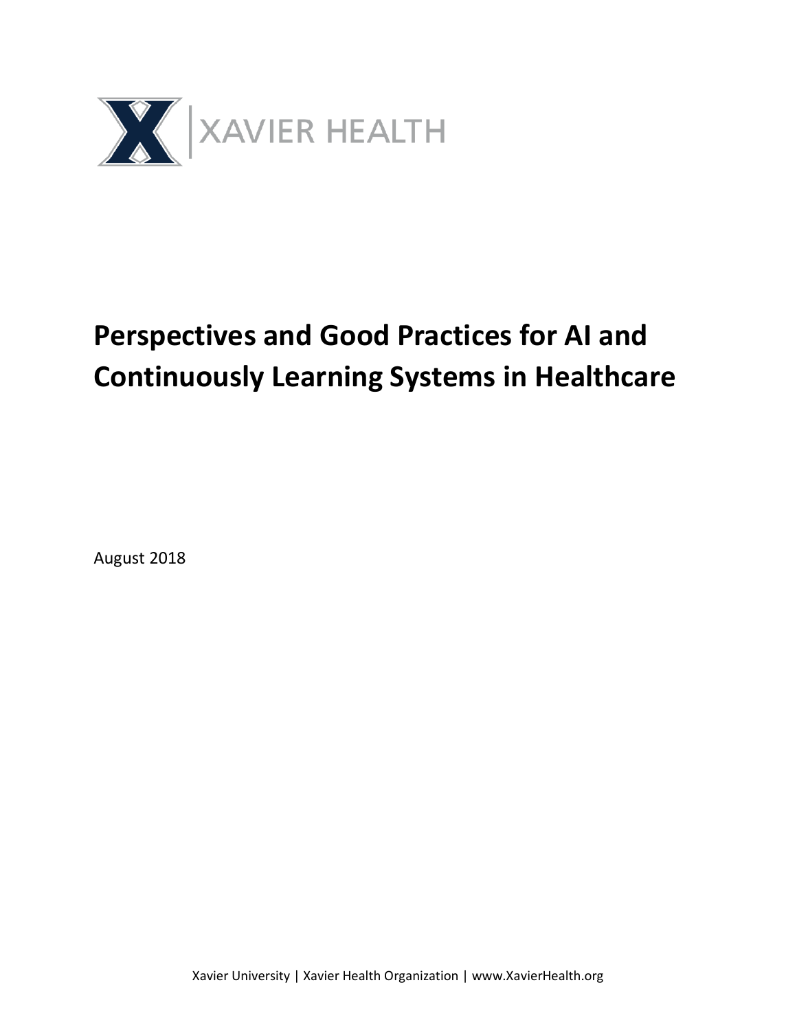XAVIER HEALTH

# Perspectives and Good Practices for AI and Continuously Learning Systems in Healthcare

August 2018

Xavier University | Xavier Health Organization | www.XavierHealth.org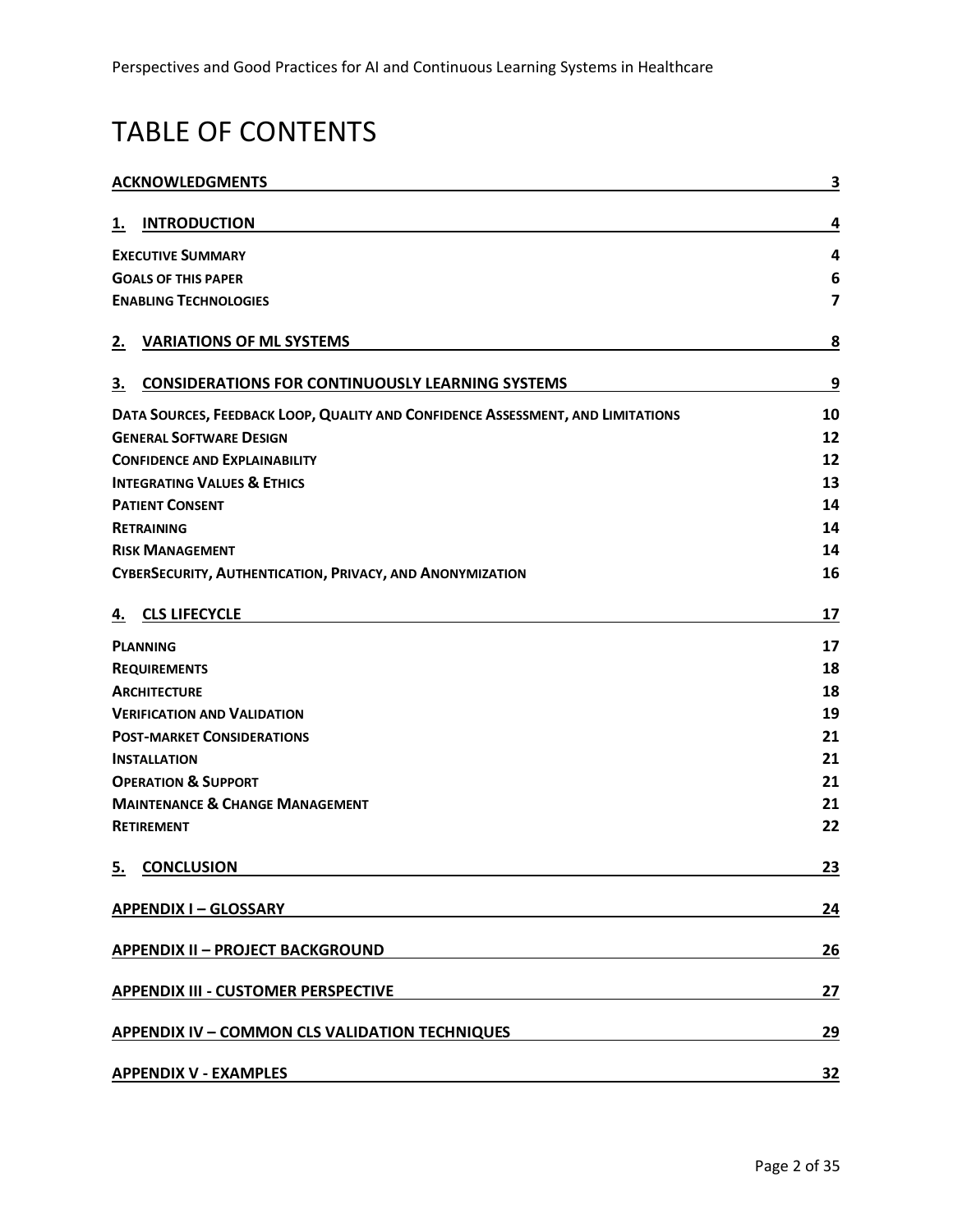# TABLE OF CONTENTS

| | |
|---|---|
| **ACKNOWLEDGMENTS** | **3** |
| **1. INTRODUCTION** | **4** |
| **EXECUTIVE SUMMARY** | **4** |
| **GOALS OF THIS PAPER** | **6** |
| **ENABLING TECHNOLOGIES** | **7** |
| **2. VARIATIONS OF ML SYSTEMS** | **8** |
| **3. CONSIDERATIONS FOR CONTINUOUSLY LEARNING SYSTEMS** | **9** |
| **DATA SOURCES, FEEDBACK LOOP, QUALITY AND CONFIDENCE ASSESSMENT, AND LIMITATIONS** | **10** |
| **GENERAL SOFTWARE DESIGN** | **12** |
| **CONFIDENCE AND EXPLAINABILITY** | **12** |
| **INTEGRATING VALUES & ETHICS** | **13** |
| **PATIENT CONSENT** | **14** |
| **RETRAINING** | **14** |
| **RISK MANAGEMENT** | **14** |
| **CYBERSECURITY, AUTHENTICATION, PRIVACY, AND ANONYMIZATION** | **16** |
| **4. CLS LIFECYCLE** | **17** |
| **PLANNING** | **17** |
| **REQUIREMENTS** | **18** |
| **ARCHITECTURE** | **18** |
| **VERIFICATION AND VALIDATION** | **19** |
| **POST-MARKET CONSIDERATIONS** | **21** |
| **INSTALLATION** | **21** |
| **OPERATION & SUPPORT** | **21** |
| **MAINTENANCE & CHANGE MANAGEMENT** | **21** |
| **RETIREMENT** | **22** |
| **5. CONCLUSION** | **23** |
| **APPENDIX I – GLOSSARY** | **24** |
| **APPENDIX II – PROJECT BACKGROUND** | **26** |
| **APPENDIX III - CUSTOMER PERSPECTIVE** | **27** |
| **APPENDIX IV – COMMON CLS VALIDATION TECHNIQUES** | **29** |
| **APPENDIX V - EXAMPLES** | **32** |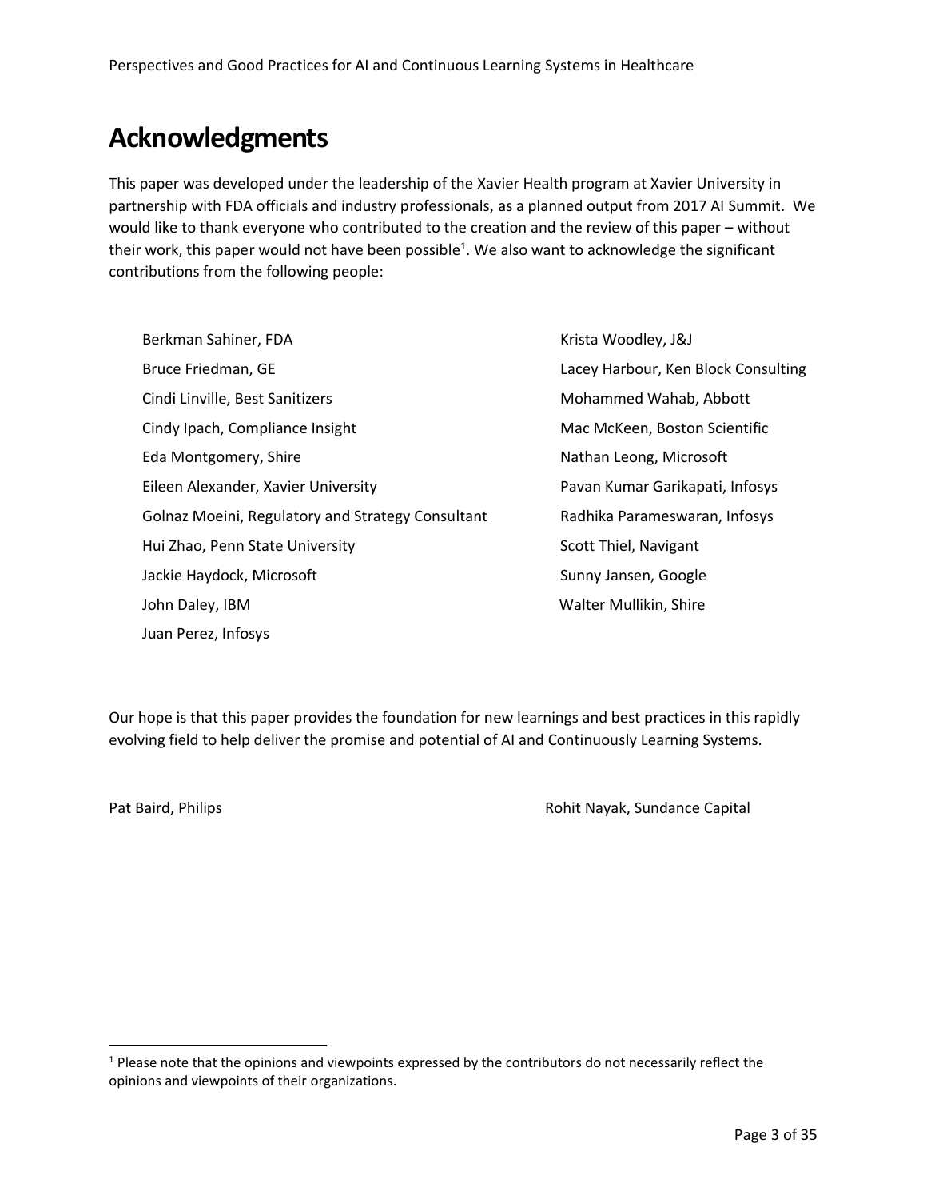# Acknowledgments

This paper was developed under the leadership of the Xavier Health program at Xavier University in partnership with FDA officials and industry professionals, as a planned output from 2017 AI Summit. We would like to thank everyone who contributed to the creation and the review of this paper – without their work, this paper would not have been possible[1]. We also want to acknowledge the significant contributions from the following people:

- Berkman Sahiner, FDA
- Bruce Friedman, GE
- Cindi Linville, Best Sanitizers
- Cindy Ipach, Compliance Insight
- Eda Montgomery, Shire
- Eileen Alexander, Xavier University
- Golnaz Moeini, Regulatory and Strategy Consultant
- Hui Zhao, Penn State University
- Jackie Haydock, Microsoft
- John Daley, IBM
- Juan Perez, Infosys
- Krista Woodley, J&J
- Lacey Harbour, Ken Block Consulting
- Mohammed Wahab, Abbott
- Mac McKeen, Boston Scientific
- Nathan Leong, Microsoft
- Pavan Kumar Garikapati, Infosys
- Radhika Parameswaran, Infosys
- Scott Thiel, Navigant
- Sunny Jansen, Google
- Walter Mullikin, Shire

Our hope is that this paper provides the foundation for new learnings and best practices in this rapidly evolving field to help deliver the promise and potential of AI and Continuously Learning Systems.

Pat Baird, Philips

Rohit Nayak, Sundance Capital

---

[1] Please note that the opinions and viewpoints expressed by the contributors do not necessarily reflect the opinions and viewpoints of their organizations.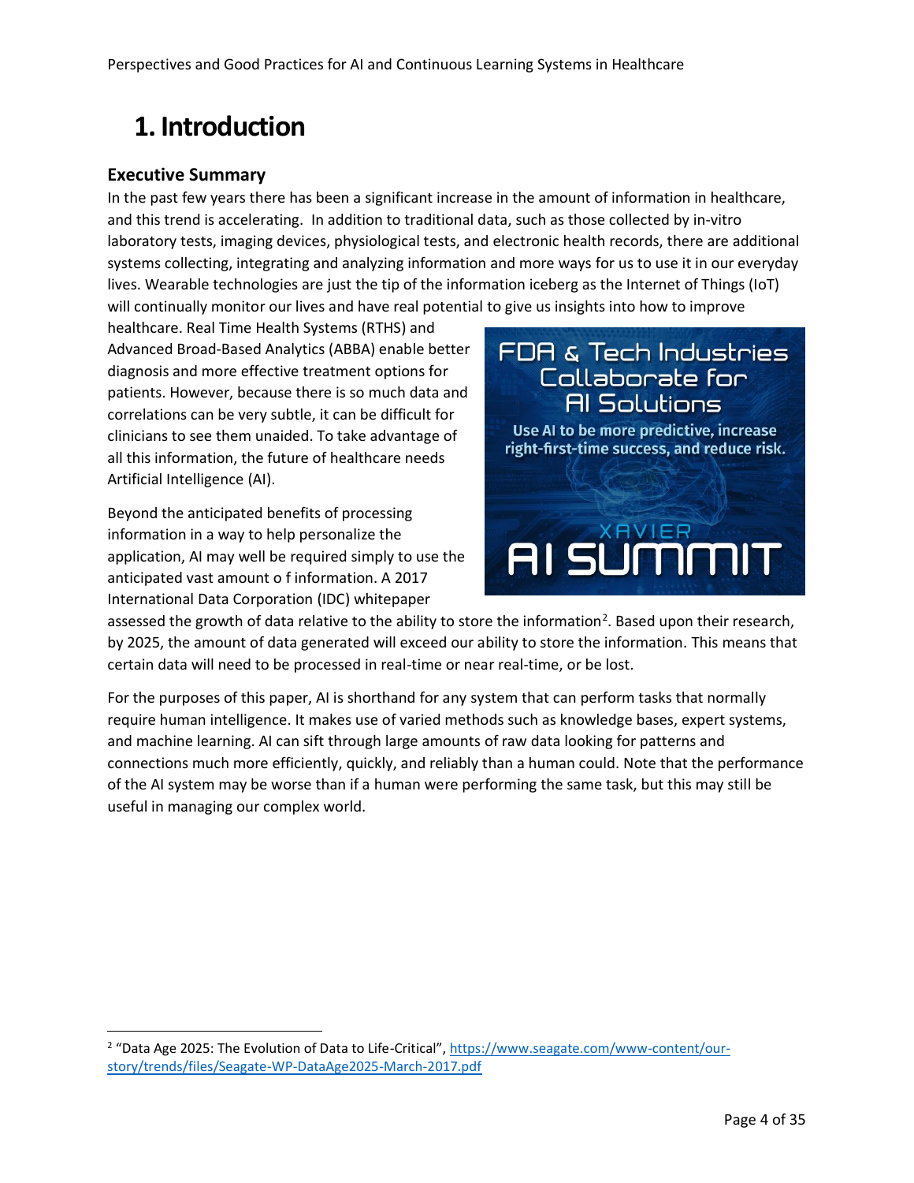# 1. Introduction

## Executive Summary

In the past few years there has been a significant increase in the amount of information in healthcare, and this trend is accelerating. In addition to traditional data, such as those collected by in-vitro laboratory tests, imaging devices, physiological tests, and electronic health records, there are additional systems collecting, integrating and analyzing information and more ways for us to use it in our everyday lives. Wearable technologies are just the tip of the information iceberg as the Internet of Things (IoT) will continually monitor our lives and have real potential to give us insights into how to improve healthcare. Real Time Health Systems (RTHS) and Advanced Broad-Based Analytics (ABBA) enable better diagnosis and more effective treatment options for patients. However, because there is so much data and correlations can be very subtle, it can be difficult for clinicians to see them unaided. To take advantage of all this information, the future of healthcare needs Artificial Intelligence (AI).

Beyond the anticipated benefits of processing information in a way to help personalize the application, AI may well be required simply to use the anticipated vast amount o f information. A 2017 International Data Corporation (IDC) whitepaper assessed the growth of data relative to the ability to store the information[2]. Based upon their research, by 2025, the amount of data generated will exceed our ability to store the information. This means that certain data will need to be processed in real-time or near real-time, or be lost.

For the purposes of this paper, AI is shorthand for any system that can perform tasks that normally require human intelligence. It makes use of varied methods such as knowledge bases, expert systems, and machine learning. AI can sift through large amounts of raw data looking for patterns and connections much more efficiently, quickly, and reliably than a human could. Note that the performance of the AI system may be worse than if a human were performing the same task, but this may still be useful in managing our complex world.

[2] "Data Age 2025: The Evolution of Data to Life-Critical", https://www.seagate.com/www-content/our-story/trends/files/Seagate-WP-DataAge2025-March-2017.pdf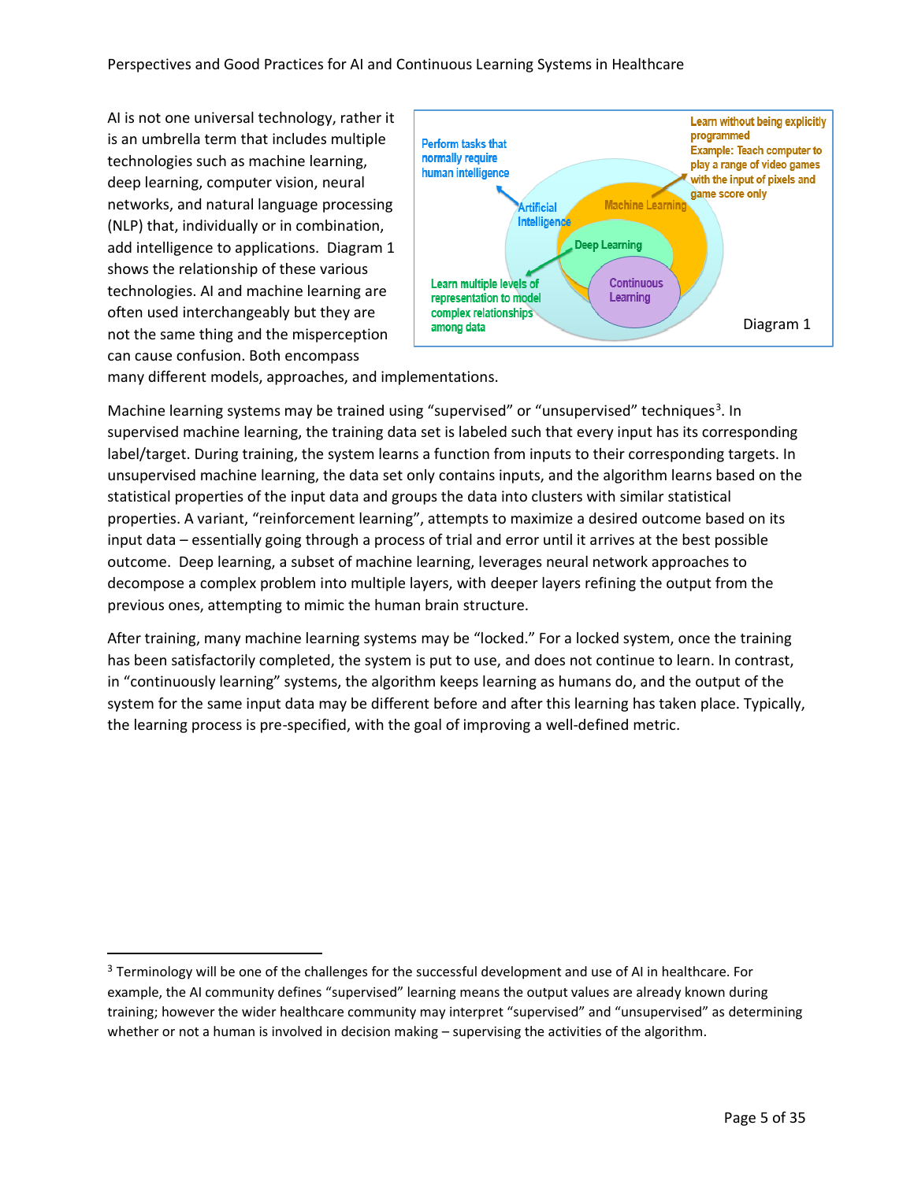AI is not one universal technology, rather it is an umbrella term that includes multiple technologies such as machine learning, deep learning, computer vision, neural networks, and natural language processing (NLP) that, individually or in combination, add intelligence to applications. Diagram 1 shows the relationship of these various technologies. AI and machine learning are often used interchangeably but they are not the same thing and the misperception can cause confusion. Both encompass many different models, approaches, and implementations.

Perform tasks that normally require human intelligence

Artificial Intelligence

Learn without being explicitly programmed
Example: Teach computer to play a range of video games with the input of pixels and game score only

Machine Learning

Deep Learning

Continuous Learning

Learn multiple levels of representation to model complex relationships among data

Diagram 1

Machine learning systems may be trained using "supervised" or "unsupervised" techniques[3]. In supervised machine learning, the training data set is labeled such that every input has its corresponding label/target. During training, the system learns a function from inputs to their corresponding targets. In unsupervised machine learning, the data set only contains inputs, and the algorithm learns based on the statistical properties of the input data and groups the data into clusters with similar statistical properties. A variant, "reinforcement learning", attempts to maximize a desired outcome based on its input data – essentially going through a process of trial and error until it arrives at the best possible outcome. Deep learning, a subset of machine learning, leverages neural network approaches to decompose a complex problem into multiple layers, with deeper layers refining the output from the previous ones, attempting to mimic the human brain structure.

After training, many machine learning systems may be "locked." For a locked system, once the training has been satisfactorily completed, the system is put to use, and does not continue to learn. In contrast, in "continuously learning" systems, the algorithm keeps learning as humans do, and the output of the system for the same input data may be different before and after this learning has taken place. Typically, the learning process is pre-specified, with the goal of improving a well-defined metric.

---

[3] Terminology will be one of the challenges for the successful development and use of AI in healthcare. For example, the AI community defines "supervised" learning means the output values are already known during training; however the wider healthcare community may interpret "supervised" and "unsupervised" as determining whether or not a human is involved in decision making – supervising the activities of the algorithm.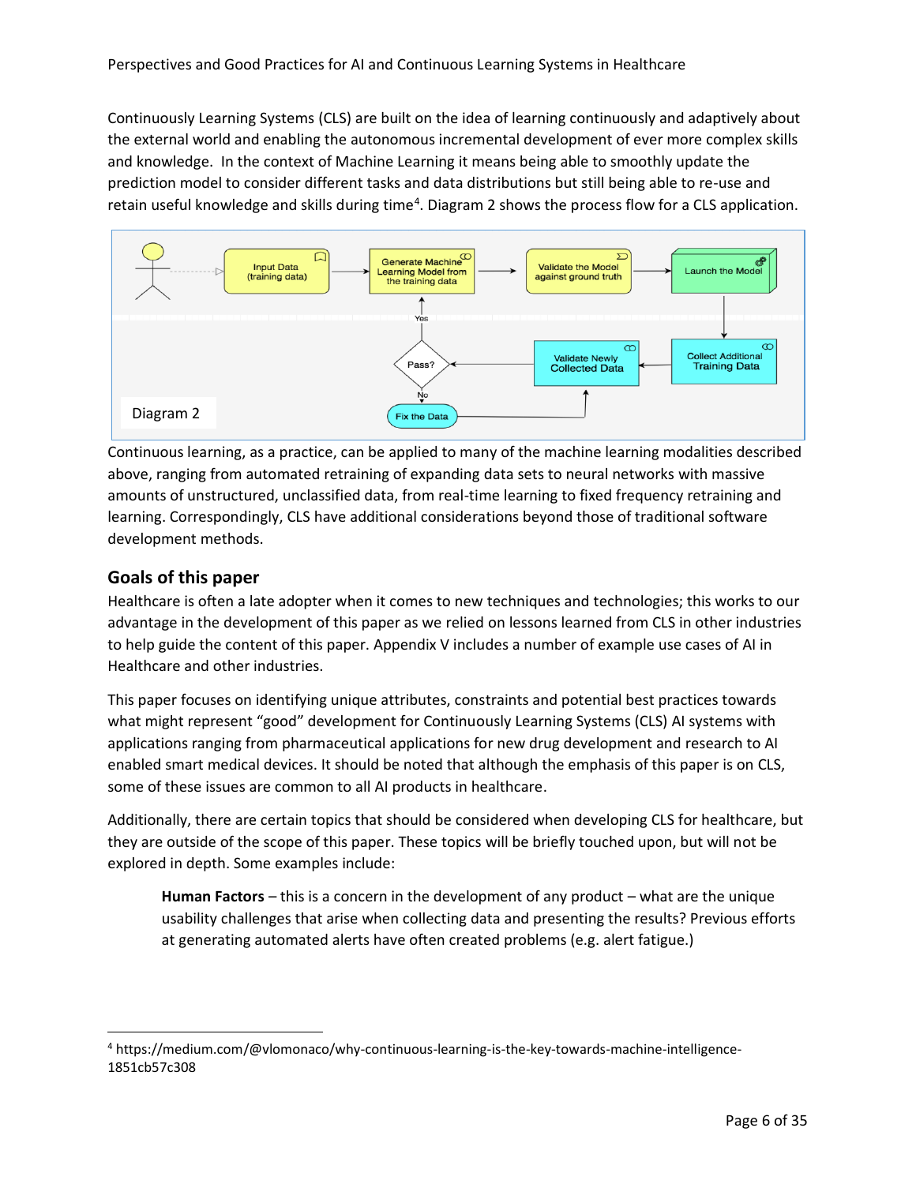Continuously Learning Systems (CLS) are built on the idea of learning continuously and adaptively about the external world and enabling the autonomous incremental development of ever more complex skills and knowledge. In the context of Machine Learning it means being able to smoothly update the prediction model to consider different tasks and data distributions but still being able to re-use and retain useful knowledge and skills during time[4]. Diagram 2 shows the process flow for a CLS application.

Diagram 2

Continuous learning, as a practice, can be applied to many of the machine learning modalities described above, ranging from automated retraining of expanding data sets to neural networks with massive amounts of unstructured, unclassified data, from real-time learning to fixed frequency retraining and learning. Correspondingly, CLS have additional considerations beyond those of traditional software development methods.

## Goals of this paper

Healthcare is often a late adopter when it comes to new techniques and technologies; this works to our advantage in the development of this paper as we relied on lessons learned from CLS in other industries to help guide the content of this paper. Appendix V includes a number of example use cases of AI in Healthcare and other industries.

This paper focuses on identifying unique attributes, constraints and potential best practices towards what might represent "good" development for Continuously Learning Systems (CLS) AI systems with applications ranging from pharmaceutical applications for new drug development and research to AI enabled smart medical devices. It should be noted that although the emphasis of this paper is on CLS, some of these issues are common to all AI products in healthcare.

Additionally, there are certain topics that should be considered when developing CLS for healthcare, but they are outside of the scope of this paper. These topics will be briefly touched upon, but will not be explored in depth. Some examples include:

> **Human Factors** – this is a concern in the development of any product – what are the unique usability challenges that arise when collecting data and presenting the results? Previous efforts at generating automated alerts have often created problems (e.g. alert fatigue.)

---

[4] https://medium.com/@vlomonaco/why-continuous-learning-is-the-key-towards-machine-intelligence-1851cb57c308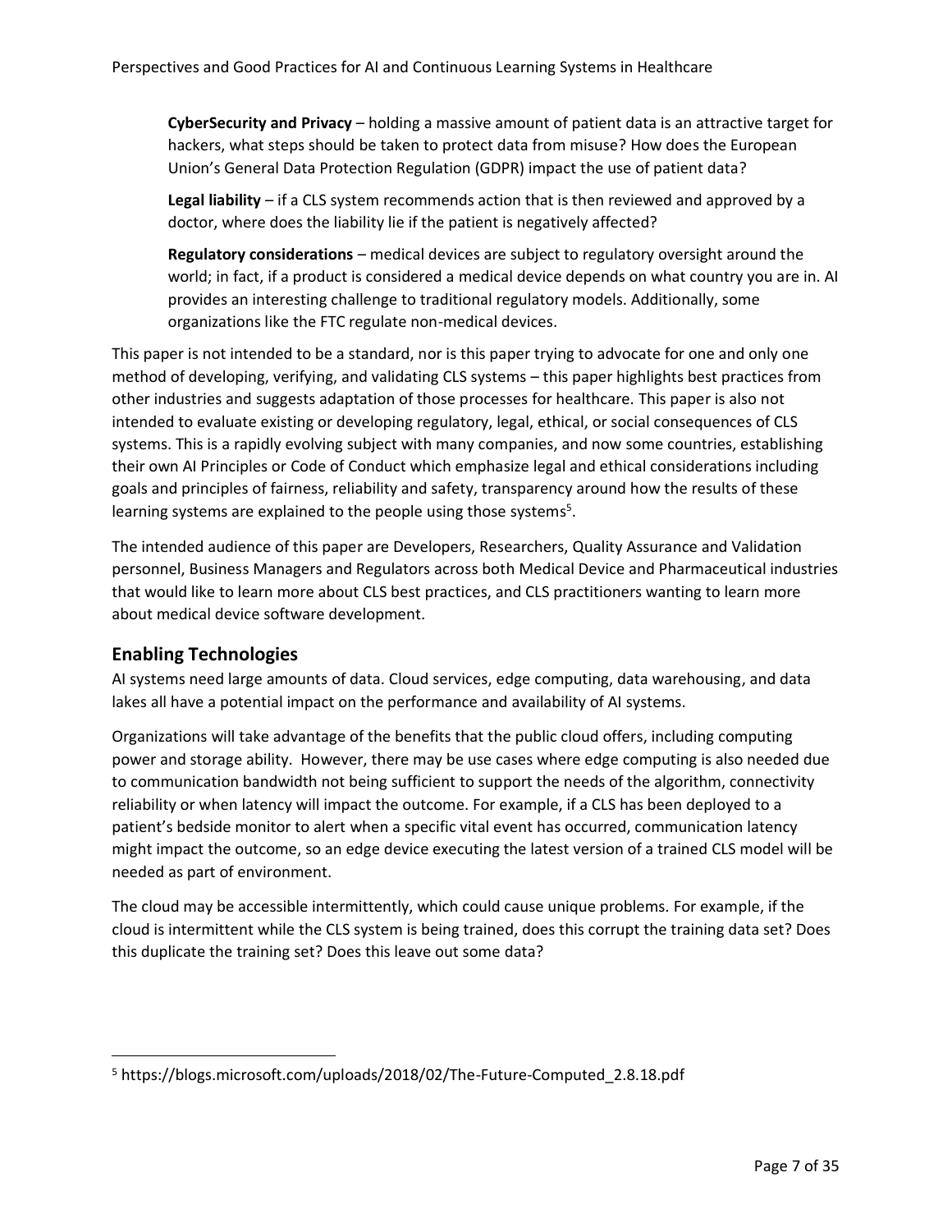**CyberSecurity and Privacy** – holding a massive amount of patient data is an attractive target for hackers, what steps should be taken to protect data from misuse? How does the European Union's General Data Protection Regulation (GDPR) impact the use of patient data?

**Legal liability** – if a CLS system recommends action that is then reviewed and approved by a doctor, where does the liability lie if the patient is negatively affected?

**Regulatory considerations** – medical devices are subject to regulatory oversight around the world; in fact, if a product is considered a medical device depends on what country you are in. AI provides an interesting challenge to traditional regulatory models. Additionally, some organizations like the FTC regulate non-medical devices.

This paper is not intended to be a standard, nor is this paper trying to advocate for one and only one method of developing, verifying, and validating CLS systems – this paper highlights best practices from other industries and suggests adaptation of those processes for healthcare. This paper is also not intended to evaluate existing or developing regulatory, legal, ethical, or social consequences of CLS systems. This is a rapidly evolving subject with many companies, and now some countries, establishing their own AI Principles or Code of Conduct which emphasize legal and ethical considerations including goals and principles of fairness, reliability and safety, transparency around how the results of these learning systems are explained to the people using those systems[5].

The intended audience of this paper are Developers, Researchers, Quality Assurance and Validation personnel, Business Managers and Regulators across both Medical Device and Pharmaceutical industries that would like to learn more about CLS best practices, and CLS practitioners wanting to learn more about medical device software development.

## Enabling Technologies

AI systems need large amounts of data. Cloud services, edge computing, data warehousing, and data lakes all have a potential impact on the performance and availability of AI systems.

Organizations will take advantage of the benefits that the public cloud offers, including computing power and storage ability. However, there may be use cases where edge computing is also needed due to communication bandwidth not being sufficient to support the needs of the algorithm, connectivity reliability or when latency will impact the outcome. For example, if a CLS has been deployed to a patient's bedside monitor to alert when a specific vital event has occurred, communication latency might impact the outcome, so an edge device executing the latest version of a trained CLS model will be needed as part of environment.

The cloud may be accessible intermittently, which could cause unique problems. For example, if the cloud is intermittent while the CLS system is being trained, does this corrupt the training data set? Does this duplicate the training set? Does this leave out some data?

---

[5] https://blogs.microsoft.com/uploads/2018/02/The-Future-Computed_2.8.18.pdf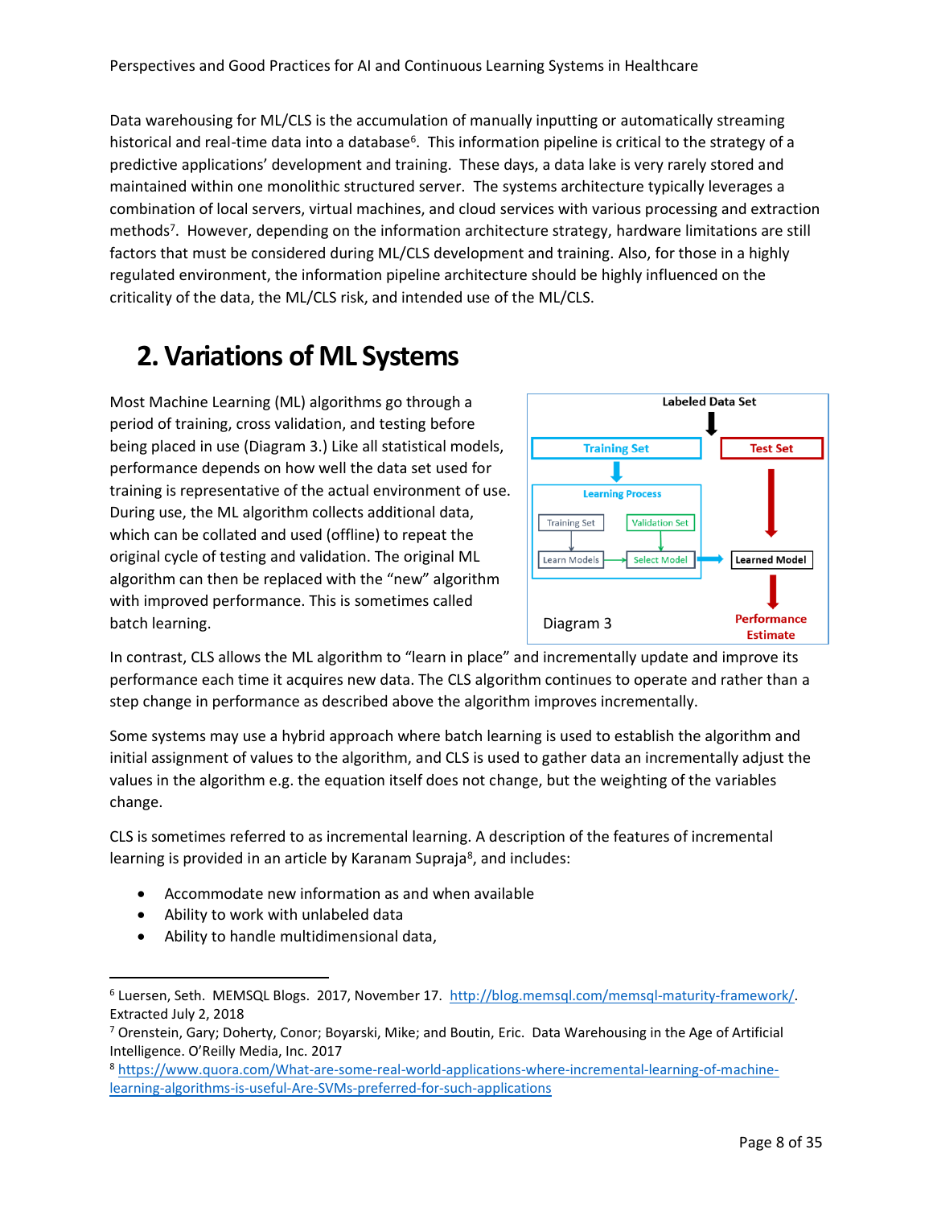Data warehousing for ML/CLS is the accumulation of manually inputting or automatically streaming historical and real-time data into a database[6]. This information pipeline is critical to the strategy of a predictive applications' development and training. These days, a data lake is very rarely stored and maintained within one monolithic structured server. The systems architecture typically leverages a combination of local servers, virtual machines, and cloud services with various processing and extraction methods[7]. However, depending on the information architecture strategy, hardware limitations are still factors that must be considered during ML/CLS development and training. Also, for those in a highly regulated environment, the information pipeline architecture should be highly influenced on the criticality of the data, the ML/CLS risk, and intended use of the ML/CLS.

# 2. Variations of ML Systems

Most Machine Learning (ML) algorithms go through a period of training, cross validation, and testing before being placed in use (Diagram 3.) Like all statistical models, performance depends on how well the data set used for training is representative of the actual environment of use. During use, the ML algorithm collects additional data, which can be collated and used (offline) to repeat the original cycle of testing and validation. The original ML algorithm can then be replaced with the "new" algorithm with improved performance. This is sometimes called batch learning.

Labeled Data Set → Training Set → Learning Process (Training Set → Learn Models → Select Model ← Validation Set) → Learned Model ← Test Set → Performance Estimate

Diagram 3

In contrast, CLS allows the ML algorithm to "learn in place" and incrementally update and improve its performance each time it acquires new data. The CLS algorithm continues to operate and rather than a step change in performance as described above the algorithm improves incrementally.

Some systems may use a hybrid approach where batch learning is used to establish the algorithm and initial assignment of values to the algorithm, and CLS is used to gather data an incrementally adjust the values in the algorithm e.g. the equation itself does not change, but the weighting of the variables change.

CLS is sometimes referred to as incremental learning. A description of the features of incremental learning is provided in an article by Karanam Supraja[8], and includes:

- Accommodate new information as and when available
- Ability to work with unlabeled data
- Ability to handle multidimensional data,

---

[6] Luersen, Seth. MEMSQL Blogs. 2017, November 17. http://blog.memsql.com/memsql-maturity-framework/. Extracted July 2, 2018

[7] Orenstein, Gary; Doherty, Conor; Boyarski, Mike; and Boutin, Eric. Data Warehousing in the Age of Artificial Intelligence. O'Reilly Media, Inc. 2017

[8] https://www.quora.com/What-are-some-real-world-applications-where-incremental-learning-of-machine-learning-algorithms-is-useful-Are-SVMs-preferred-for-such-applications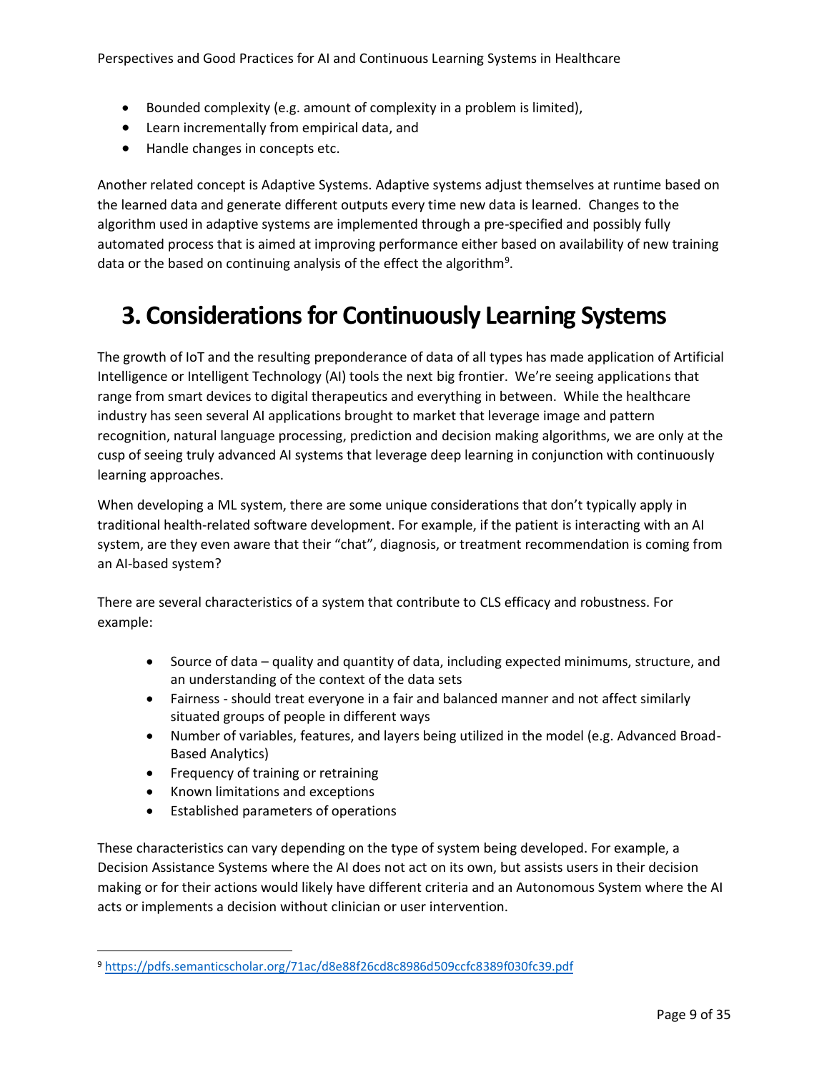- Bounded complexity (e.g. amount of complexity in a problem is limited),
- Learn incrementally from empirical data, and
- Handle changes in concepts etc.

Another related concept is Adaptive Systems. Adaptive systems adjust themselves at runtime based on the learned data and generate different outputs every time new data is learned. Changes to the algorithm used in adaptive systems are implemented through a pre-specified and possibly fully automated process that is aimed at improving performance either based on availability of new training data or the based on continuing analysis of the effect the algorithm[9].

# 3. Considerations for Continuously Learning Systems

The growth of IoT and the resulting preponderance of data of all types has made application of Artificial Intelligence or Intelligent Technology (AI) tools the next big frontier. We're seeing applications that range from smart devices to digital therapeutics and everything in between. While the healthcare industry has seen several AI applications brought to market that leverage image and pattern recognition, natural language processing, prediction and decision making algorithms, we are only at the cusp of seeing truly advanced AI systems that leverage deep learning in conjunction with continuously learning approaches.

When developing a ML system, there are some unique considerations that don't typically apply in traditional health-related software development. For example, if the patient is interacting with an AI system, are they even aware that their "chat", diagnosis, or treatment recommendation is coming from an AI-based system?

There are several characteristics of a system that contribute to CLS efficacy and robustness. For example:

- Source of data – quality and quantity of data, including expected minimums, structure, and an understanding of the context of the data sets
- Fairness - should treat everyone in a fair and balanced manner and not affect similarly situated groups of people in different ways
- Number of variables, features, and layers being utilized in the model (e.g. Advanced Broad-Based Analytics)
- Frequency of training or retraining
- Known limitations and exceptions
- Established parameters of operations

These characteristics can vary depending on the type of system being developed. For example, a Decision Assistance Systems where the AI does not act on its own, but assists users in their decision making or for their actions would likely have different criteria and an Autonomous System where the AI acts or implements a decision without clinician or user intervention.

[9] https://pdfs.semanticscholar.org/71ac/d8e88f26cd8c8986d509ccfc8389f030fc39.pdf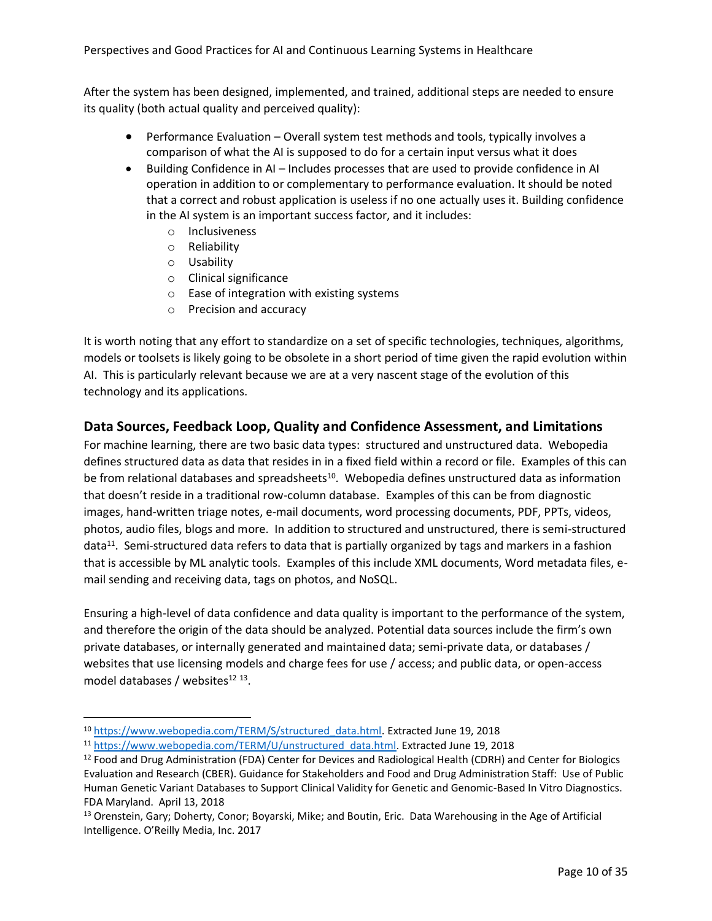After the system has been designed, implemented, and trained, additional steps are needed to ensure its quality (both actual quality and perceived quality):

- Performance Evaluation – Overall system test methods and tools, typically involves a comparison of what the AI is supposed to do for a certain input versus what it does
- Building Confidence in AI – Includes processes that are used to provide confidence in AI operation in addition to or complementary to performance evaluation. It should be noted that a correct and robust application is useless if no one actually uses it. Building confidence in the AI system is an important success factor, and it includes:
  - Inclusiveness
  - Reliability
  - Usability
  - Clinical significance
  - Ease of integration with existing systems
  - Precision and accuracy

It is worth noting that any effort to standardize on a set of specific technologies, techniques, algorithms, models or toolsets is likely going to be obsolete in a short period of time given the rapid evolution within AI. This is particularly relevant because we are at a very nascent stage of the evolution of this technology and its applications.

## Data Sources, Feedback Loop, Quality and Confidence Assessment, and Limitations

For machine learning, there are two basic data types: structured and unstructured data. Webopedia defines structured data as data that resides in in a fixed field within a record or file. Examples of this can be from relational databases and spreadsheets[10]. Webopedia defines unstructured data as information that doesn't reside in a traditional row-column database. Examples of this can be from diagnostic images, hand-written triage notes, e-mail documents, word processing documents, PDF, PPTs, videos, photos, audio files, blogs and more. In addition to structured and unstructured, there is semi-structured data[11]. Semi-structured data refers to data that is partially organized by tags and markers in a fashion that is accessible by ML analytic tools. Examples of this include XML documents, Word metadata files, e-mail sending and receiving data, tags on photos, and NoSQL.

Ensuring a high-level of data confidence and data quality is important to the performance of the system, and therefore the origin of the data should be analyzed. Potential data sources include the firm's own private databases, or internally generated and maintained data; semi-private data, or databases / websites that use licensing models and charge fees for use / access; and public data, or open-access model databases / websites[12] [13].

---

[10] https://www.webopedia.com/TERM/S/structured_data.html. Extracted June 19, 2018

[11] https://www.webopedia.com/TERM/U/unstructured_data.html. Extracted June 19, 2018

[12] Food and Drug Administration (FDA) Center for Devices and Radiological Health (CDRH) and Center for Biologics Evaluation and Research (CBER). Guidance for Stakeholders and Food and Drug Administration Staff: Use of Public Human Genetic Variant Databases to Support Clinical Validity for Genetic and Genomic-Based In Vitro Diagnostics. FDA Maryland. April 13, 2018

[13] Orenstein, Gary; Doherty, Conor; Boyarski, Mike; and Boutin, Eric. Data Warehousing in the Age of Artificial Intelligence. O'Reilly Media, Inc. 2017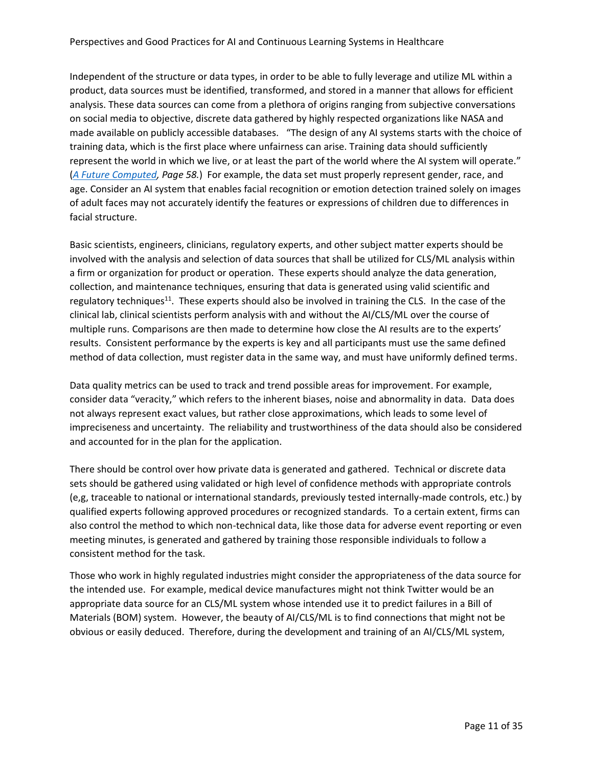Independent of the structure or data types, in order to be able to fully leverage and utilize ML within a product, data sources must be identified, transformed, and stored in a manner that allows for efficient analysis. These data sources can come from a plethora of origins ranging from subjective conversations on social media to objective, discrete data gathered by highly respected organizations like NASA and made available on publicly accessible databases. "The design of any AI systems starts with the choice of training data, which is the first place where unfairness can arise. Training data should sufficiently represent the world in which we live, or at least the part of the world where the AI system will operate." (*A Future Computed, Page 58.*) For example, the data set must properly represent gender, race, and age. Consider an AI system that enables facial recognition or emotion detection trained solely on images of adult faces may not accurately identify the features or expressions of children due to differences in facial structure.

Basic scientists, engineers, clinicians, regulatory experts, and other subject matter experts should be involved with the analysis and selection of data sources that shall be utilized for CLS/ML analysis within a firm or organization for product or operation. These experts should analyze the data generation, collection, and maintenance techniques, ensuring that data is generated using valid scientific and regulatory techniques[11]. These experts should also be involved in training the CLS. In the case of the clinical lab, clinical scientists perform analysis with and without the AI/CLS/ML over the course of multiple runs. Comparisons are then made to determine how close the AI results are to the experts' results. Consistent performance by the experts is key and all participants must use the same defined method of data collection, must register data in the same way, and must have uniformly defined terms.

Data quality metrics can be used to track and trend possible areas for improvement. For example, consider data "veracity," which refers to the inherent biases, noise and abnormality in data. Data does not always represent exact values, but rather close approximations, which leads to some level of impreciseness and uncertainty. The reliability and trustworthiness of the data should also be considered and accounted for in the plan for the application.

There should be control over how private data is generated and gathered. Technical or discrete data sets should be gathered using validated or high level of confidence methods with appropriate controls (e,g, traceable to national or international standards, previously tested internally-made controls, etc.) by qualified experts following approved procedures or recognized standards. To a certain extent, firms can also control the method to which non-technical data, like those data for adverse event reporting or even meeting minutes, is generated and gathered by training those responsible individuals to follow a consistent method for the task.

Those who work in highly regulated industries might consider the appropriateness of the data source for the intended use. For example, medical device manufactures might not think Twitter would be an appropriate data source for an CLS/ML system whose intended use it to predict failures in a Bill of Materials (BOM) system. However, the beauty of AI/CLS/ML is to find connections that might not be obvious or easily deduced. Therefore, during the development and training of an AI/CLS/ML system,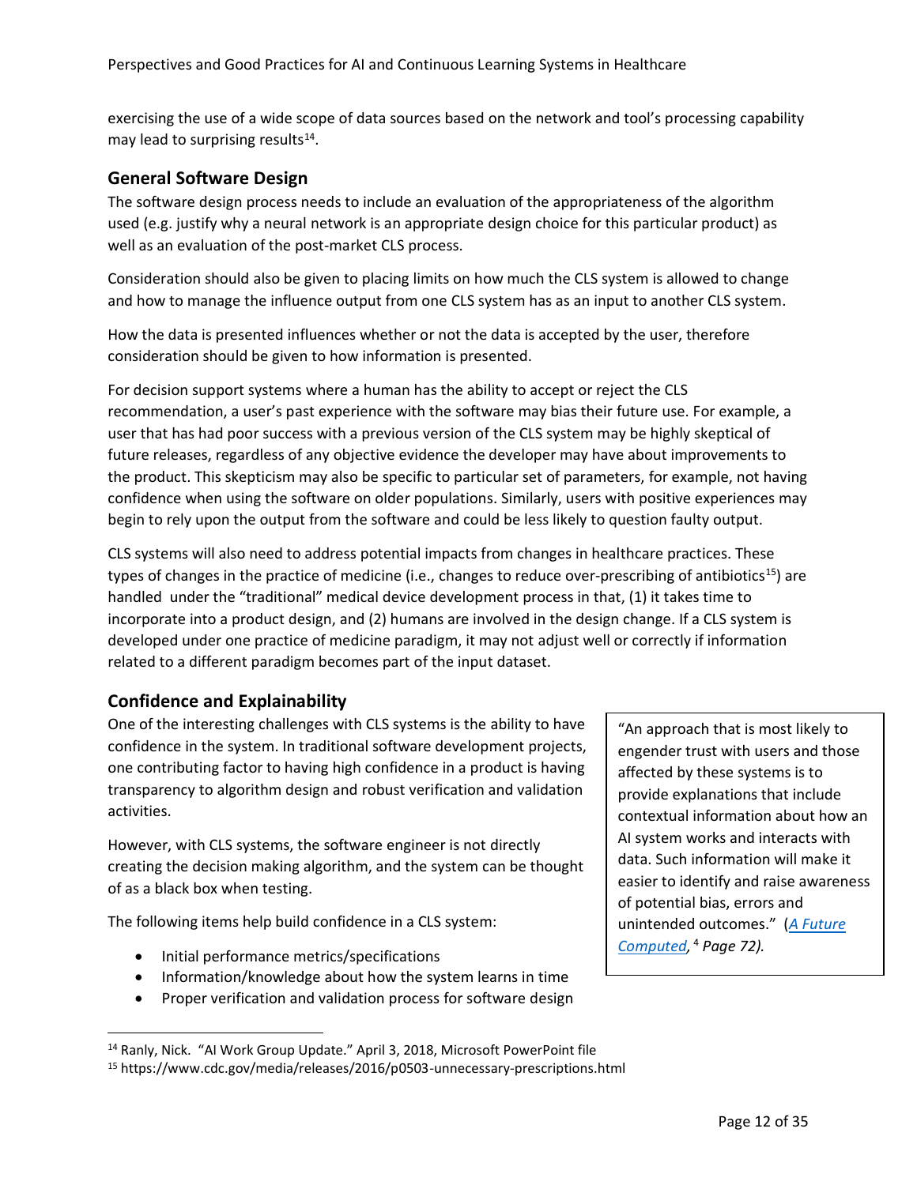exercising the use of a wide scope of data sources based on the network and tool's processing capability may lead to surprising results[14].

## General Software Design

The software design process needs to include an evaluation of the appropriateness of the algorithm used (e.g. justify why a neural network is an appropriate design choice for this particular product) as well as an evaluation of the post-market CLS process.

Consideration should also be given to placing limits on how much the CLS system is allowed to change and how to manage the influence output from one CLS system has as an input to another CLS system.

How the data is presented influences whether or not the data is accepted by the user, therefore consideration should be given to how information is presented.

For decision support systems where a human has the ability to accept or reject the CLS recommendation, a user's past experience with the software may bias their future use. For example, a user that has had poor success with a previous version of the CLS system may be highly skeptical of future releases, regardless of any objective evidence the developer may have about improvements to the product. This skepticism may also be specific to particular set of parameters, for example, not having confidence when using the software on older populations. Similarly, users with positive experiences may begin to rely upon the output from the software and could be less likely to question faulty output.

CLS systems will also need to address potential impacts from changes in healthcare practices. These types of changes in the practice of medicine (i.e., changes to reduce over-prescribing of antibiotics[15]) are handled under the "traditional" medical device development process in that, (1) it takes time to incorporate into a product design, and (2) humans are involved in the design change. If a CLS system is developed under one practice of medicine paradigm, it may not adjust well or correctly if information related to a different paradigm becomes part of the input dataset.

## Confidence and Explainability

One of the interesting challenges with CLS systems is the ability to have confidence in the system. In traditional software development projects, one contributing factor to having high confidence in a product is having transparency to algorithm design and robust verification and validation activities.

However, with CLS systems, the software engineer is not directly creating the decision making algorithm, and the system can be thought of as a black box when testing.

The following items help build confidence in a CLS system:

- Initial performance metrics/specifications
- Information/knowledge about how the system learns in time
- Proper verification and validation process for software design

> "An approach that is most likely to engender trust with users and those affected by these systems is to provide explanations that include contextual information about how an AI system works and interacts with data. Such information will make it easier to identify and raise awareness of potential bias, errors and unintended outcomes." (*A Future Computed*,[4] *Page 72).*

[14] Ranly, Nick. "AI Work Group Update." April 3, 2018, Microsoft PowerPoint file

[15] https://www.cdc.gov/media/releases/2016/p0503-unnecessary-prescriptions.html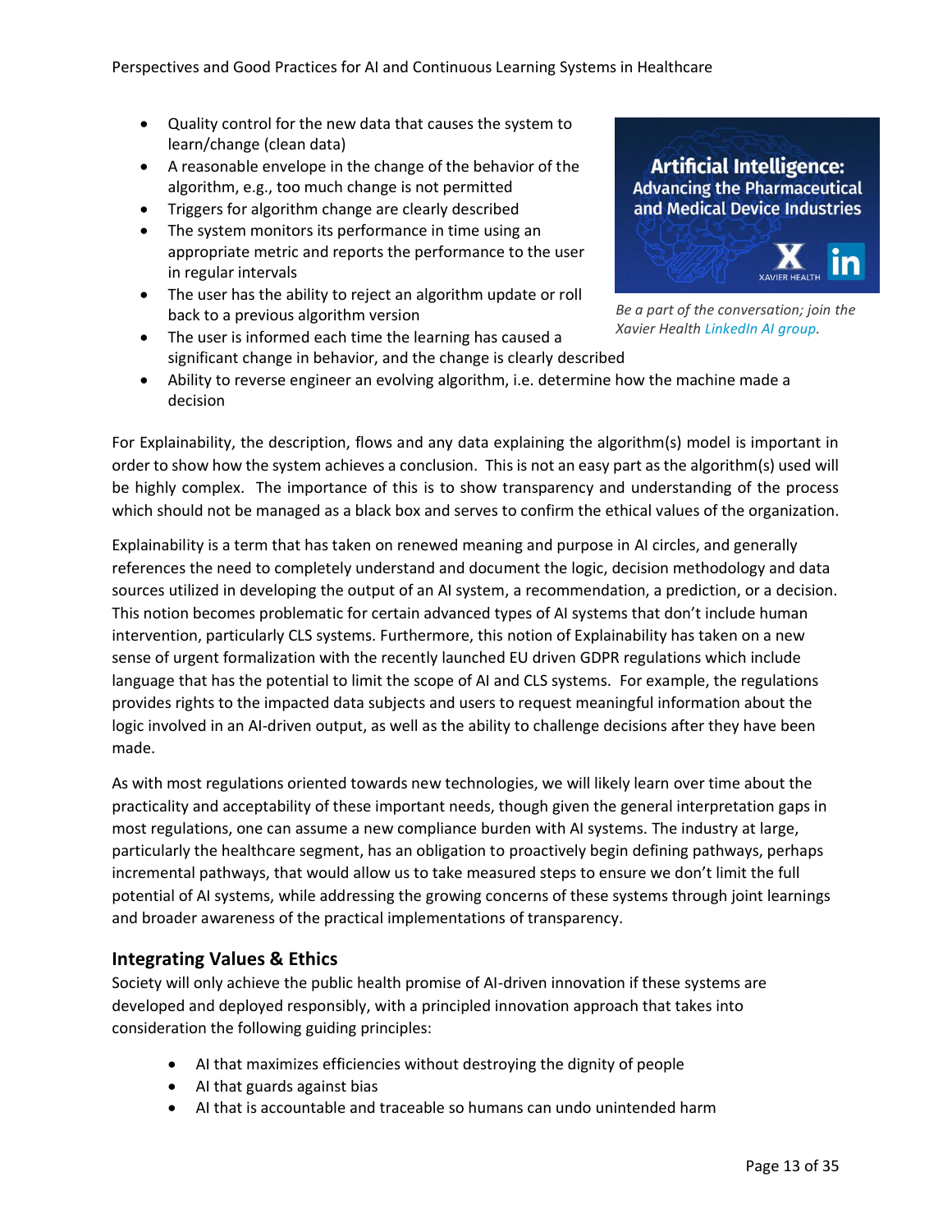- Quality control for the new data that causes the system to learn/change (clean data)
- A reasonable envelope in the change of the behavior of the algorithm, e.g., too much change is not permitted
- Triggers for algorithm change are clearly described
- The system monitors its performance in time using an appropriate metric and reports the performance to the user in regular intervals
- The user has the ability to reject an algorithm update or roll back to a previous algorithm version
- The user is informed each time the learning has caused a significant change in behavior, and the change is clearly described
- Ability to reverse engineer an evolving algorithm, i.e. determine how the machine made a decision

**Artificial Intelligence: Advancing the Pharmaceutical and Medical Device Industries**

*Be a part of the conversation; join the Xavier Health LinkedIn AI group.*

For Explainability, the description, flows and any data explaining the algorithm(s) model is important in order to show how the system achieves a conclusion. This is not an easy part as the algorithm(s) used will be highly complex. The importance of this is to show transparency and understanding of the process which should not be managed as a black box and serves to confirm the ethical values of the organization.

Explainability is a term that has taken on renewed meaning and purpose in AI circles, and generally references the need to completely understand and document the logic, decision methodology and data sources utilized in developing the output of an AI system, a recommendation, a prediction, or a decision. This notion becomes problematic for certain advanced types of AI systems that don't include human intervention, particularly CLS systems. Furthermore, this notion of Explainability has taken on a new sense of urgent formalization with the recently launched EU driven GDPR regulations which include language that has the potential to limit the scope of AI and CLS systems. For example, the regulations provides rights to the impacted data subjects and users to request meaningful information about the logic involved in an AI-driven output, as well as the ability to challenge decisions after they have been made.

As with most regulations oriented towards new technologies, we will likely learn over time about the practicality and acceptability of these important needs, though given the general interpretation gaps in most regulations, one can assume a new compliance burden with AI systems. The industry at large, particularly the healthcare segment, has an obligation to proactively begin defining pathways, perhaps incremental pathways, that would allow us to take measured steps to ensure we don't limit the full potential of AI systems, while addressing the growing concerns of these systems through joint learnings and broader awareness of the practical implementations of transparency.

## Integrating Values & Ethics

Society will only achieve the public health promise of AI-driven innovation if these systems are developed and deployed responsibly, with a principled innovation approach that takes into consideration the following guiding principles:

- AI that maximizes efficiencies without destroying the dignity of people
- AI that guards against bias
- AI that is accountable and traceable so humans can undo unintended harm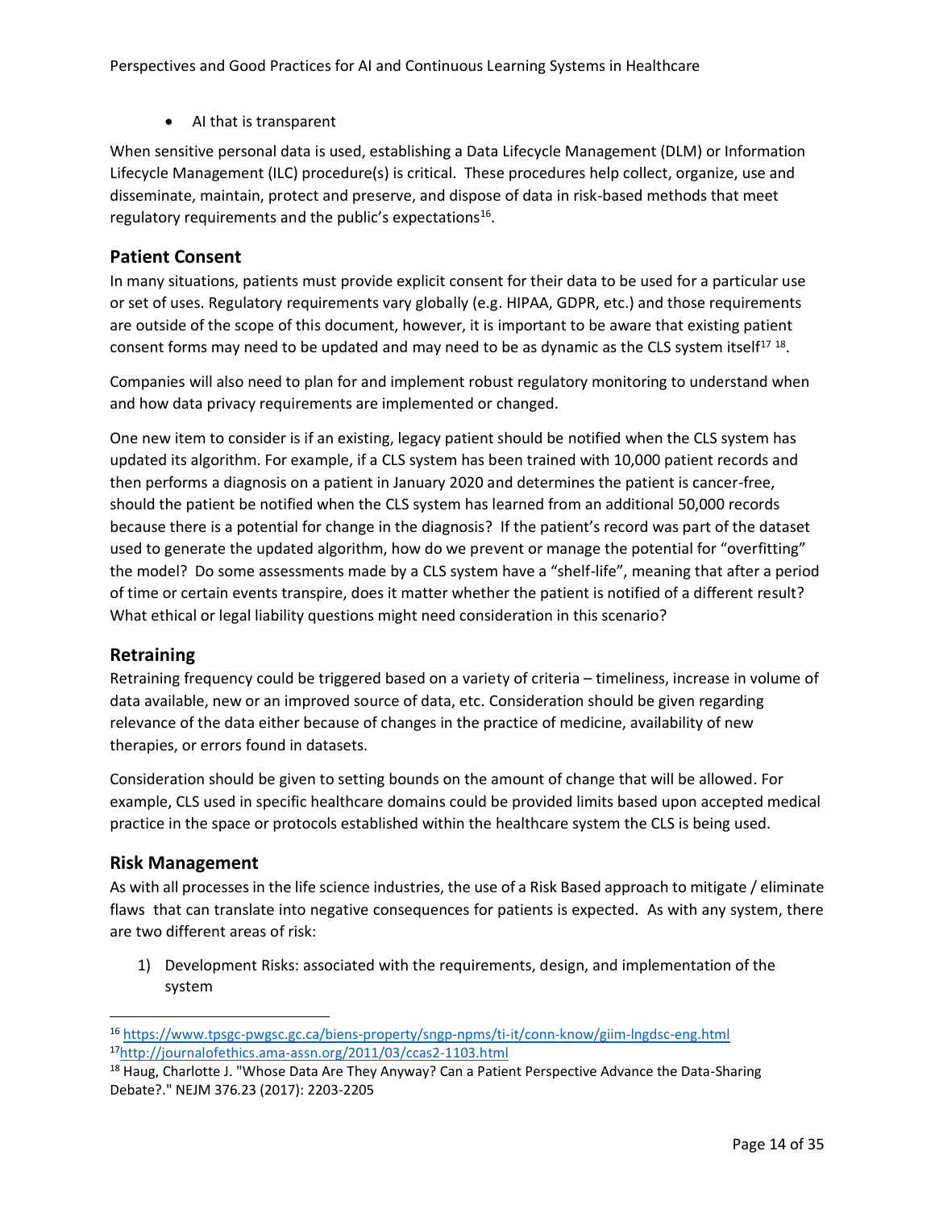- AI that is transparent

When sensitive personal data is used, establishing a Data Lifecycle Management (DLM) or Information Lifecycle Management (ILC) procedure(s) is critical. These procedures help collect, organize, use and disseminate, maintain, protect and preserve, and dispose of data in risk-based methods that meet regulatory requirements and the public's expectations[16].

## Patient Consent

In many situations, patients must provide explicit consent for their data to be used for a particular use or set of uses. Regulatory requirements vary globally (e.g. HIPAA, GDPR, etc.) and those requirements are outside of the scope of this document, however, it is important to be aware that existing patient consent forms may need to be updated and may need to be as dynamic as the CLS system itself[17 18].

Companies will also need to plan for and implement robust regulatory monitoring to understand when and how data privacy requirements are implemented or changed.

One new item to consider is if an existing, legacy patient should be notified when the CLS system has updated its algorithm. For example, if a CLS system has been trained with 10,000 patient records and then performs a diagnosis on a patient in January 2020 and determines the patient is cancer-free, should the patient be notified when the CLS system has learned from an additional 50,000 records because there is a potential for change in the diagnosis? If the patient's record was part of the dataset used to generate the updated algorithm, how do we prevent or manage the potential for "overfitting" the model? Do some assessments made by a CLS system have a "shelf-life", meaning that after a period of time or certain events transpire, does it matter whether the patient is notified of a different result? What ethical or legal liability questions might need consideration in this scenario?

## Retraining

Retraining frequency could be triggered based on a variety of criteria – timeliness, increase in volume of data available, new or an improved source of data, etc. Consideration should be given regarding relevance of the data either because of changes in the practice of medicine, availability of new therapies, or errors found in datasets.

Consideration should be given to setting bounds on the amount of change that will be allowed. For example, CLS used in specific healthcare domains could be provided limits based upon accepted medical practice in the space or protocols established within the healthcare system the CLS is being used.

## Risk Management

As with all processes in the life science industries, the use of a Risk Based approach to mitigate / eliminate flaws that can translate into negative consequences for patients is expected. As with any system, there are two different areas of risk:

1) Development Risks: associated with the requirements, design, and implementation of the system

---

[16] https://www.tpsgc-pwgsc.gc.ca/biens-property/sngp-npms/ti-it/conn-know/giim-lngdsc-eng.html

[17] http://journalofethics.ama-assn.org/2011/03/ccas2-1103.html

[18] Haug, Charlotte J. "Whose Data Are They Anyway? Can a Patient Perspective Advance the Data-Sharing Debate?." NEJM 376.23 (2017): 2203-2205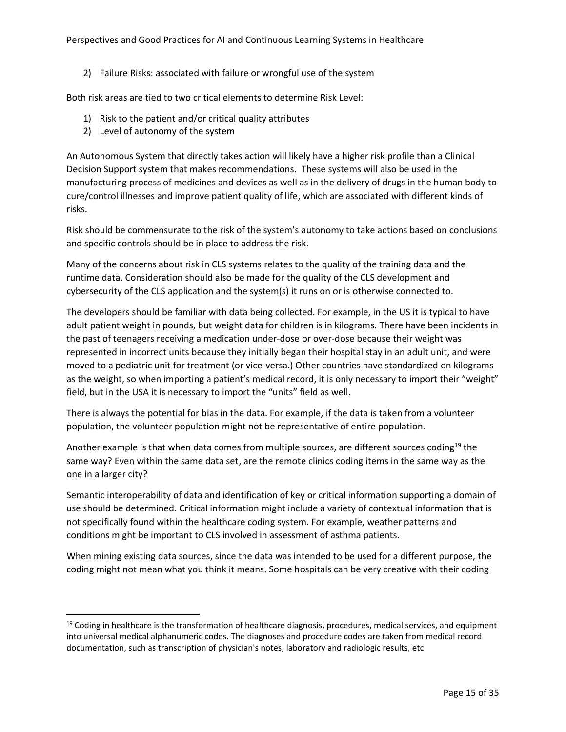2) Failure Risks: associated with failure or wrongful use of the system

Both risk areas are tied to two critical elements to determine Risk Level:

1) Risk to the patient and/or critical quality attributes
2) Level of autonomy of the system

An Autonomous System that directly takes action will likely have a higher risk profile than a Clinical Decision Support system that makes recommendations. These systems will also be used in the manufacturing process of medicines and devices as well as in the delivery of drugs in the human body to cure/control illnesses and improve patient quality of life, which are associated with different kinds of risks.

Risk should be commensurate to the risk of the system's autonomy to take actions based on conclusions and specific controls should be in place to address the risk.

Many of the concerns about risk in CLS systems relates to the quality of the training data and the runtime data. Consideration should also be made for the quality of the CLS development and cybersecurity of the CLS application and the system(s) it runs on or is otherwise connected to.

The developers should be familiar with data being collected. For example, in the US it is typical to have adult patient weight in pounds, but weight data for children is in kilograms. There have been incidents in the past of teenagers receiving a medication under-dose or over-dose because their weight was represented in incorrect units because they initially began their hospital stay in an adult unit, and were moved to a pediatric unit for treatment (or vice-versa.) Other countries have standardized on kilograms as the weight, so when importing a patient's medical record, it is only necessary to import their "weight" field, but in the USA it is necessary to import the "units" field as well.

There is always the potential for bias in the data. For example, if the data is taken from a volunteer population, the volunteer population might not be representative of entire population.

Another example is that when data comes from multiple sources, are different sources coding[19] the same way? Even within the same data set, are the remote clinics coding items in the same way as the one in a larger city?

Semantic interoperability of data and identification of key or critical information supporting a domain of use should be determined. Critical information might include a variety of contextual information that is not specifically found within the healthcare coding system. For example, weather patterns and conditions might be important to CLS involved in assessment of asthma patients.

When mining existing data sources, since the data was intended to be used for a different purpose, the coding might not mean what you think it means. Some hospitals can be very creative with their coding

---

[19] Coding in healthcare is the transformation of healthcare diagnosis, procedures, medical services, and equipment into universal medical alphanumeric codes. The diagnoses and procedure codes are taken from medical record documentation, such as transcription of physician's notes, laboratory and radiologic results, etc.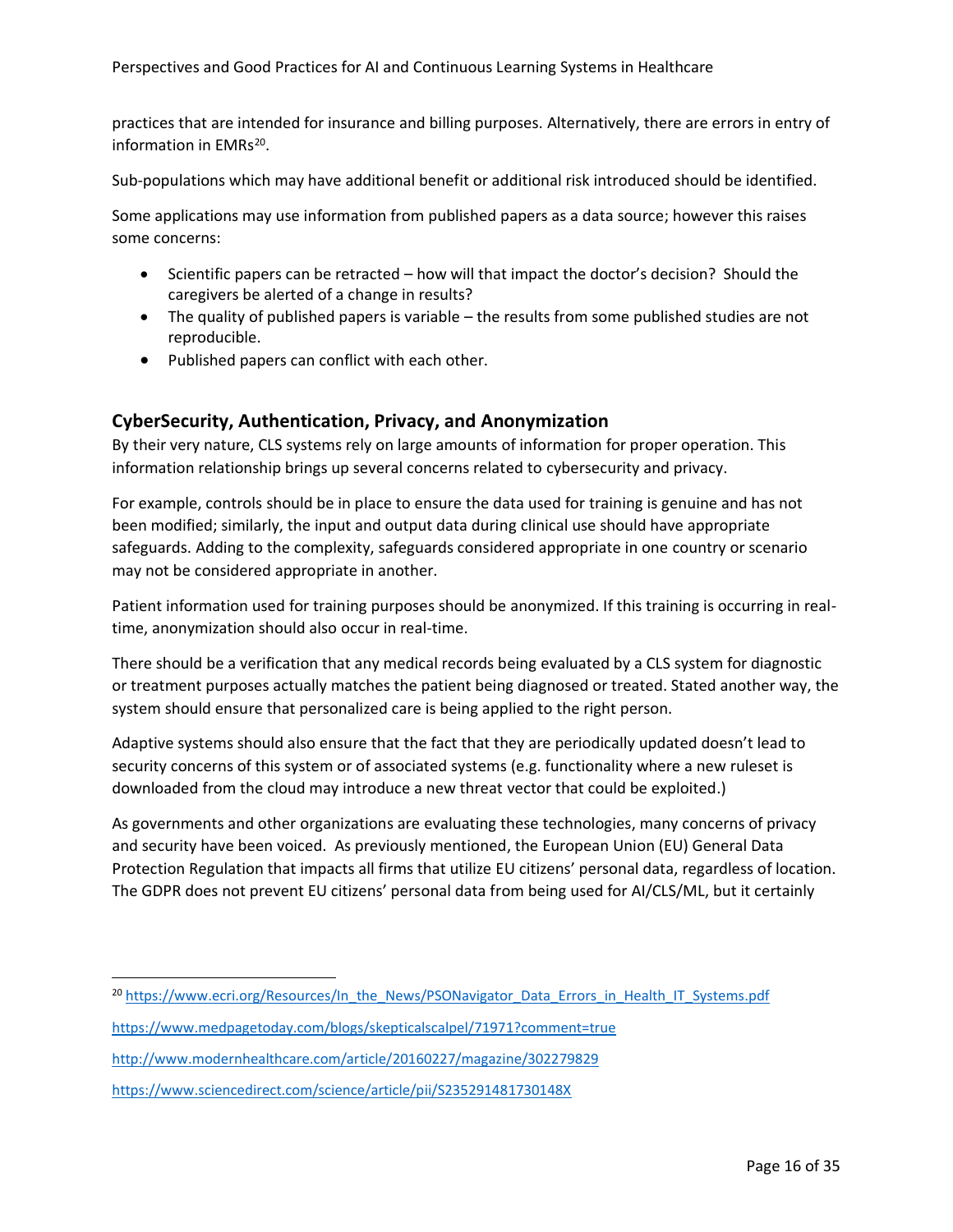practices that are intended for insurance and billing purposes. Alternatively, there are errors in entry of information in EMRs[20].

Sub-populations which may have additional benefit or additional risk introduced should be identified.

Some applications may use information from published papers as a data source; however this raises some concerns:

- Scientific papers can be retracted – how will that impact the doctor's decision? Should the caregivers be alerted of a change in results?
- The quality of published papers is variable – the results from some published studies are not reproducible.
- Published papers can conflict with each other.

## CyberSecurity, Authentication, Privacy, and Anonymization

By their very nature, CLS systems rely on large amounts of information for proper operation. This information relationship brings up several concerns related to cybersecurity and privacy.

For example, controls should be in place to ensure the data used for training is genuine and has not been modified; similarly, the input and output data during clinical use should have appropriate safeguards. Adding to the complexity, safeguards considered appropriate in one country or scenario may not be considered appropriate in another.

Patient information used for training purposes should be anonymized. If this training is occurring in real-time, anonymization should also occur in real-time.

There should be a verification that any medical records being evaluated by a CLS system for diagnostic or treatment purposes actually matches the patient being diagnosed or treated. Stated another way, the system should ensure that personalized care is being applied to the right person.

Adaptive systems should also ensure that the fact that they are periodically updated doesn't lead to security concerns of this system or of associated systems (e.g. functionality where a new ruleset is downloaded from the cloud may introduce a new threat vector that could be exploited.)

As governments and other organizations are evaluating these technologies, many concerns of privacy and security have been voiced. As previously mentioned, the European Union (EU) General Data Protection Regulation that impacts all firms that utilize EU citizens' personal data, regardless of location. The GDPR does not prevent EU citizens' personal data from being used for AI/CLS/ML, but it certainly

---

[20] https://www.ecri.org/Resources/In_the_News/PSONavigator_Data_Errors_in_Health_IT_Systems.pdf

https://www.medpagetoday.com/blogs/skepticalscalpel/71971?comment=true

http://www.modernhealthcare.com/article/20160227/magazine/302279829

https://www.sciencedirect.com/science/article/pii/S235291481730148X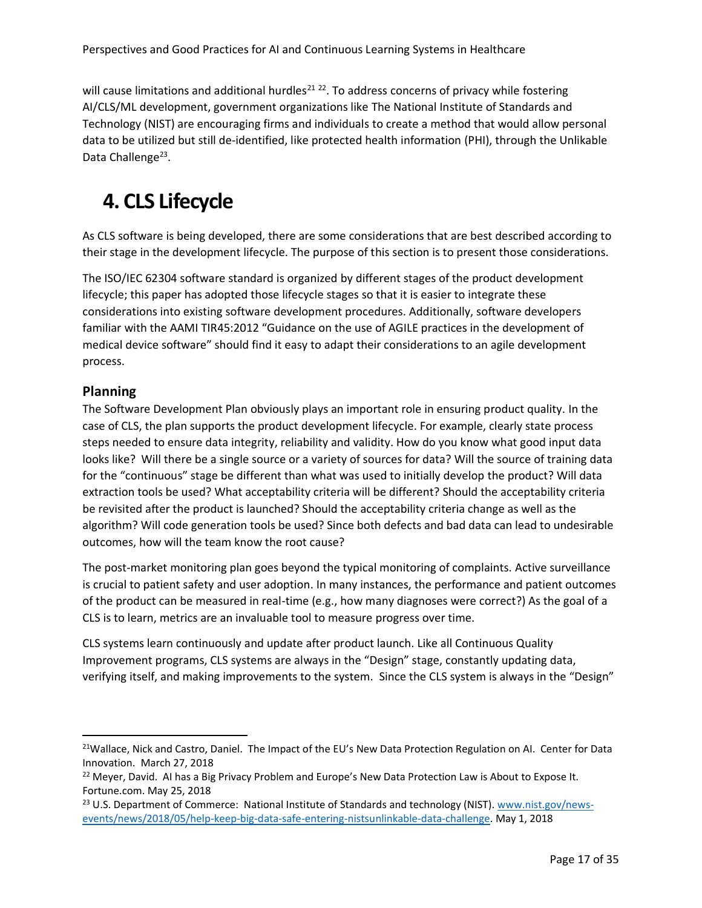will cause limitations and additional hurdles[21 22]. To address concerns of privacy while fostering AI/CLS/ML development, government organizations like The National Institute of Standards and Technology (NIST) are encouraging firms and individuals to create a method that would allow personal data to be utilized but still de-identified, like protected health information (PHI), through the Unlikable Data Challenge[23].

# 4. CLS Lifecycle

As CLS software is being developed, there are some considerations that are best described according to their stage in the development lifecycle. The purpose of this section is to present those considerations.

The ISO/IEC 62304 software standard is organized by different stages of the product development lifecycle; this paper has adopted those lifecycle stages so that it is easier to integrate these considerations into existing software development procedures. Additionally, software developers familiar with the AAMI TIR45:2012 "Guidance on the use of AGILE practices in the development of medical device software" should find it easy to adapt their considerations to an agile development process.

## Planning

The Software Development Plan obviously plays an important role in ensuring product quality. In the case of CLS, the plan supports the product development lifecycle. For example, clearly state process steps needed to ensure data integrity, reliability and validity. How do you know what good input data looks like? Will there be a single source or a variety of sources for data? Will the source of training data for the "continuous" stage be different than what was used to initially develop the product? Will data extraction tools be used? What acceptability criteria will be different? Should the acceptability criteria be revisited after the product is launched? Should the acceptability criteria change as well as the algorithm? Will code generation tools be used? Since both defects and bad data can lead to undesirable outcomes, how will the team know the root cause?

The post-market monitoring plan goes beyond the typical monitoring of complaints. Active surveillance is crucial to patient safety and user adoption. In many instances, the performance and patient outcomes of the product can be measured in real-time (e.g., how many diagnoses were correct?) As the goal of a CLS is to learn, metrics are an invaluable tool to measure progress over time.

CLS systems learn continuously and update after product launch. Like all Continuous Quality Improvement programs, CLS systems are always in the "Design" stage, constantly updating data, verifying itself, and making improvements to the system. Since the CLS system is always in the "Design"

---

[21] Wallace, Nick and Castro, Daniel. The Impact of the EU's New Data Protection Regulation on AI. Center for Data Innovation. March 27, 2018

[22] Meyer, David. AI has a Big Privacy Problem and Europe's New Data Protection Law is About to Expose It. Fortune.com. May 25, 2018

[23] U.S. Department of Commerce: National Institute of Standards and technology (NIST). www.nist.gov/news-events/news/2018/05/help-keep-big-data-safe-entering-nistsunlinkable-data-challenge. May 1, 2018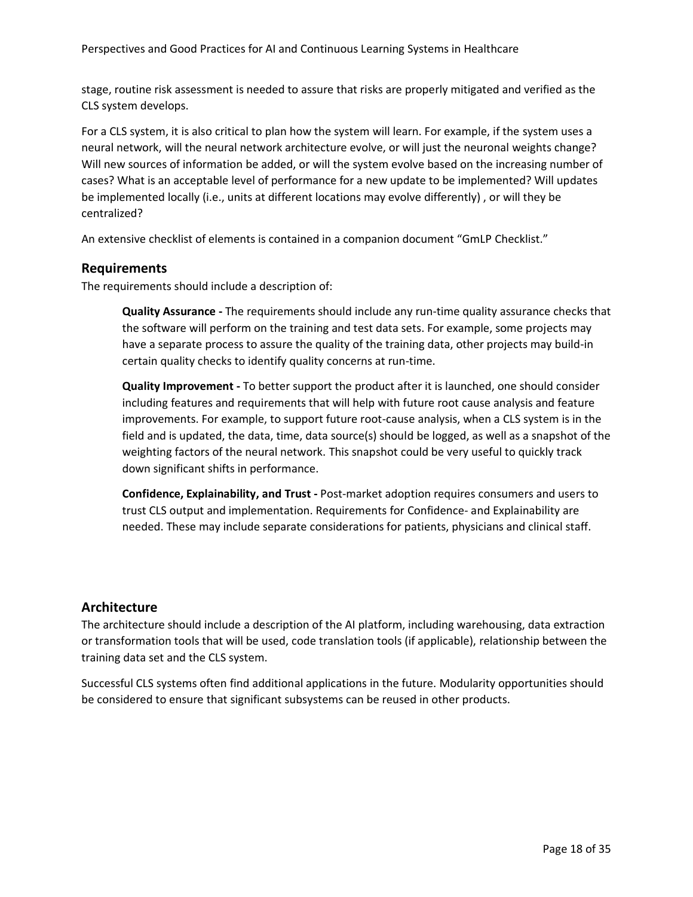stage, routine risk assessment is needed to assure that risks are properly mitigated and verified as the CLS system develops.

For a CLS system, it is also critical to plan how the system will learn. For example, if the system uses a neural network, will the neural network architecture evolve, or will just the neuronal weights change? Will new sources of information be added, or will the system evolve based on the increasing number of cases? What is an acceptable level of performance for a new update to be implemented? Will updates be implemented locally (i.e., units at different locations may evolve differently) , or will they be centralized?

An extensive checklist of elements is contained in a companion document "GmLP Checklist."

## Requirements

The requirements should include a description of:

> **Quality Assurance -** The requirements should include any run-time quality assurance checks that the software will perform on the training and test data sets. For example, some projects may have a separate process to assure the quality of the training data, other projects may build-in certain quality checks to identify quality concerns at run-time.
>
> **Quality Improvement -** To better support the product after it is launched, one should consider including features and requirements that will help with future root cause analysis and feature improvements. For example, to support future root-cause analysis, when a CLS system is in the field and is updated, the data, time, data source(s) should be logged, as well as a snapshot of the weighting factors of the neural network. This snapshot could be very useful to quickly track down significant shifts in performance.
>
> **Confidence, Explainability, and Trust -** Post-market adoption requires consumers and users to trust CLS output and implementation. Requirements for Confidence- and Explainability are needed. These may include separate considerations for patients, physicians and clinical staff.

## Architecture

The architecture should include a description of the AI platform, including warehousing, data extraction or transformation tools that will be used, code translation tools (if applicable), relationship between the training data set and the CLS system.

Successful CLS systems often find additional applications in the future. Modularity opportunities should be considered to ensure that significant subsystems can be reused in other products.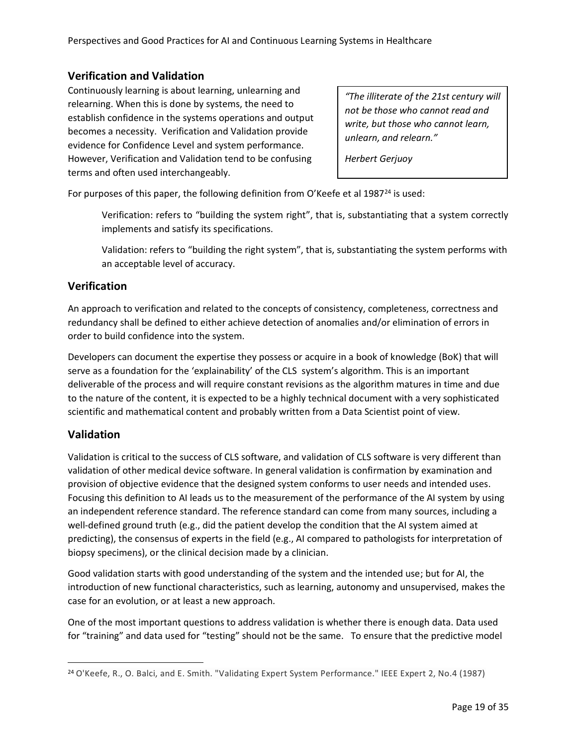## Verification and Validation

Continuously learning is about learning, unlearning and relearning. When this is done by systems, the need to establish confidence in the systems operations and output becomes a necessity. Verification and Validation provide evidence for Confidence Level and system performance. However, Verification and Validation tend to be confusing terms and often used interchangeably.

> *"The illiterate of the 21st century will not be those who cannot read and write, but those who cannot learn, unlearn, and relearn."*
>
> *Herbert Gerjuoy*

For purposes of this paper, the following definition from O'Keefe et al 1987[24] is used:

> Verification: refers to "building the system right", that is, substantiating that a system correctly implements and satisfy its specifications.
>
> Validation: refers to "building the right system", that is, substantiating the system performs with an acceptable level of accuracy.

## Verification

An approach to verification and related to the concepts of consistency, completeness, correctness and redundancy shall be defined to either achieve detection of anomalies and/or elimination of errors in order to build confidence into the system.

Developers can document the expertise they possess or acquire in a book of knowledge (BoK) that will serve as a foundation for the 'explainability' of the CLS system's algorithm. This is an important deliverable of the process and will require constant revisions as the algorithm matures in time and due to the nature of the content, it is expected to be a highly technical document with a very sophisticated scientific and mathematical content and probably written from a Data Scientist point of view.

## Validation

Validation is critical to the success of CLS software, and validation of CLS software is very different than validation of other medical device software. In general validation is confirmation by examination and provision of objective evidence that the designed system conforms to user needs and intended uses. Focusing this definition to AI leads us to the measurement of the performance of the AI system by using an independent reference standard. The reference standard can come from many sources, including a well-defined ground truth (e.g., did the patient develop the condition that the AI system aimed at predicting), the consensus of experts in the field (e.g., AI compared to pathologists for interpretation of biopsy specimens), or the clinical decision made by a clinician.

Good validation starts with good understanding of the system and the intended use; but for AI, the introduction of new functional characteristics, such as learning, autonomy and unsupervised, makes the case for an evolution, or at least a new approach.

One of the most important questions to address validation is whether there is enough data. Data used for "training" and data used for "testing" should not be the same. To ensure that the predictive model

[24] O'Keefe, R., O. Balci, and E. Smith. "Validating Expert System Performance." IEEE Expert 2, No.4 (1987)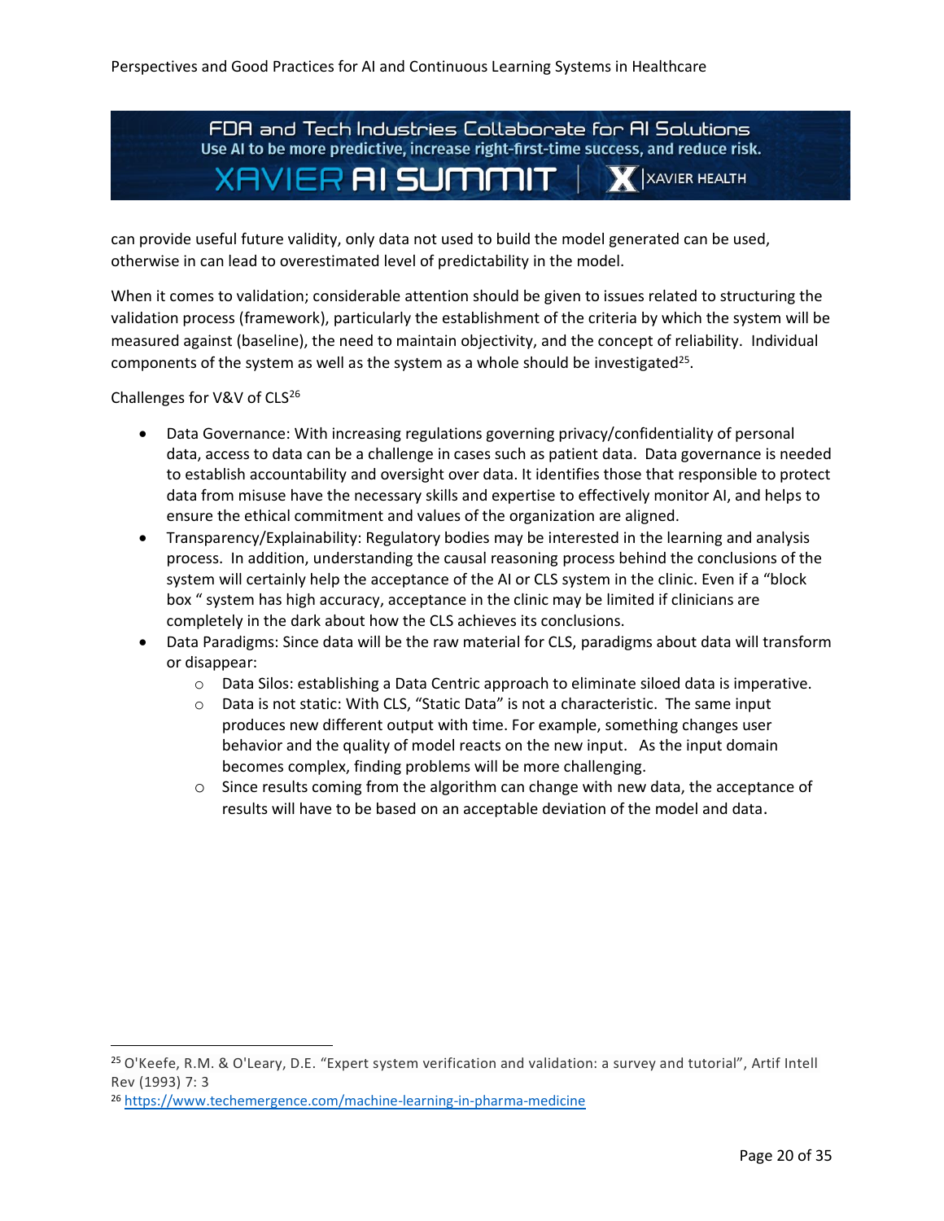can provide useful future validity, only data not used to build the model generated can be used, otherwise in can lead to overestimated level of predictability in the model.

When it comes to validation; considerable attention should be given to issues related to structuring the validation process (framework), particularly the establishment of the criteria by which the system will be measured against (baseline), the need to maintain objectivity, and the concept of reliability. Individual components of the system as well as the system as a whole should be investigated[25].

Challenges for V&V of CLS[26]

- Data Governance: With increasing regulations governing privacy/confidentiality of personal data, access to data can be a challenge in cases such as patient data. Data governance is needed to establish accountability and oversight over data. It identifies those that responsible to protect data from misuse have the necessary skills and expertise to effectively monitor AI, and helps to ensure the ethical commitment and values of the organization are aligned.
- Transparency/Explainability: Regulatory bodies may be interested in the learning and analysis process. In addition, understanding the causal reasoning process behind the conclusions of the system will certainly help the acceptance of the AI or CLS system in the clinic. Even if a "block box " system has high accuracy, acceptance in the clinic may be limited if clinicians are completely in the dark about how the CLS achieves its conclusions.
- Data Paradigms: Since data will be the raw material for CLS, paradigms about data will transform or disappear:
  - Data Silos: establishing a Data Centric approach to eliminate siloed data is imperative.
  - Data is not static: With CLS, "Static Data" is not a characteristic. The same input produces new different output with time. For example, something changes user behavior and the quality of model reacts on the new input. As the input domain becomes complex, finding problems will be more challenging.
  - Since results coming from the algorithm can change with new data, the acceptance of results will have to be based on an acceptable deviation of the model and data.

---

[25] O'Keefe, R.M. & O'Leary, D.E. "Expert system verification and validation: a survey and tutorial", Artif Intell Rev (1993) 7: 3

[26] https://www.techemergence.com/machine-learning-in-pharma-medicine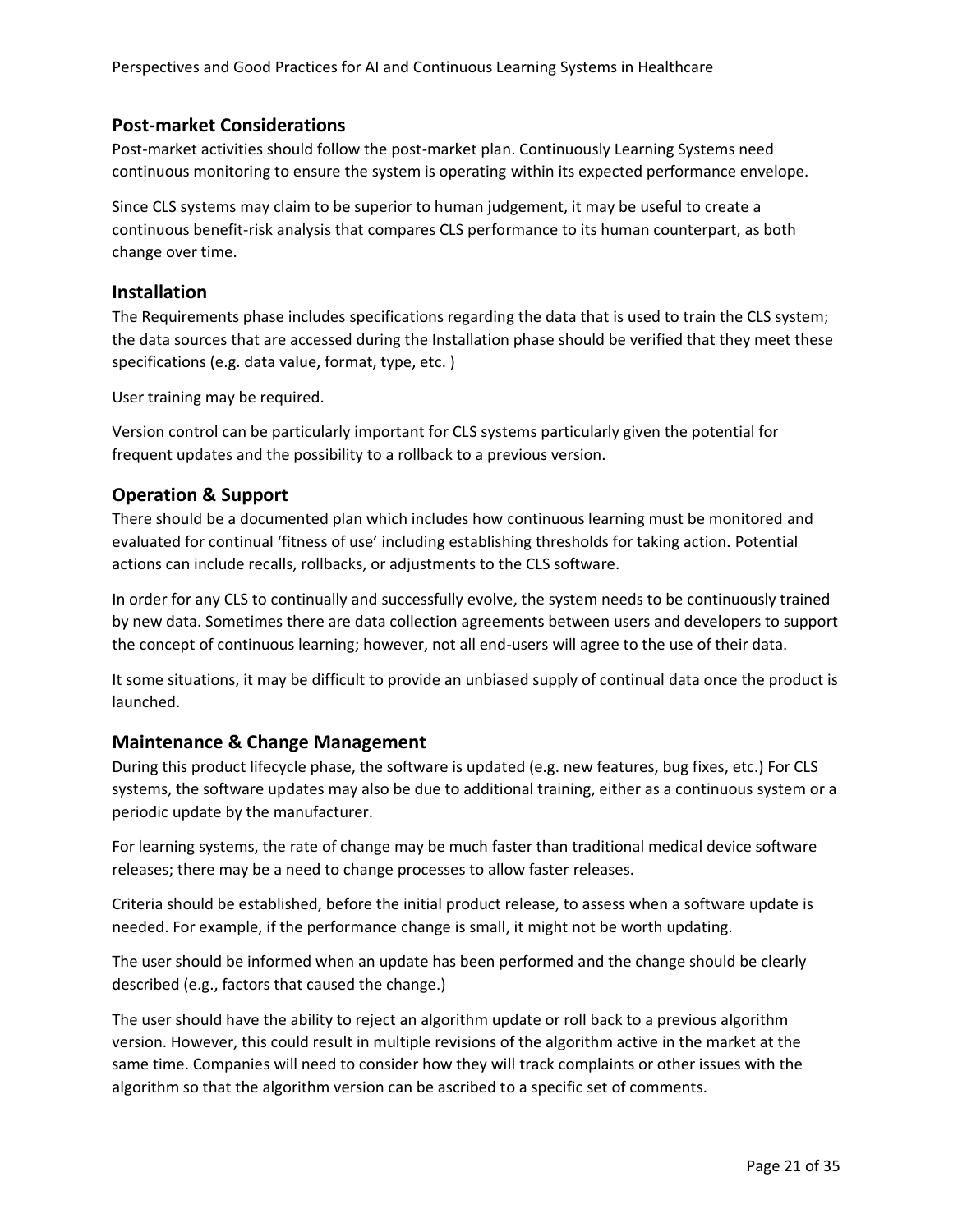## Post-market Considerations

Post-market activities should follow the post-market plan. Continuously Learning Systems need continuous monitoring to ensure the system is operating within its expected performance envelope.

Since CLS systems may claim to be superior to human judgement, it may be useful to create a continuous benefit-risk analysis that compares CLS performance to its human counterpart, as both change over time.

## Installation

The Requirements phase includes specifications regarding the data that is used to train the CLS system; the data sources that are accessed during the Installation phase should be verified that they meet these specifications (e.g. data value, format, type, etc. )

User training may be required.

Version control can be particularly important for CLS systems particularly given the potential for frequent updates and the possibility to a rollback to a previous version.

## Operation & Support

There should be a documented plan which includes how continuous learning must be monitored and evaluated for continual 'fitness of use' including establishing thresholds for taking action. Potential actions can include recalls, rollbacks, or adjustments to the CLS software.

In order for any CLS to continually and successfully evolve, the system needs to be continuously trained by new data. Sometimes there are data collection agreements between users and developers to support the concept of continuous learning; however, not all end-users will agree to the use of their data.

It some situations, it may be difficult to provide an unbiased supply of continual data once the product is launched.

## Maintenance & Change Management

During this product lifecycle phase, the software is updated (e.g. new features, bug fixes, etc.) For CLS systems, the software updates may also be due to additional training, either as a continuous system or a periodic update by the manufacturer.

For learning systems, the rate of change may be much faster than traditional medical device software releases; there may be a need to change processes to allow faster releases.

Criteria should be established, before the initial product release, to assess when a software update is needed. For example, if the performance change is small, it might not be worth updating.

The user should be informed when an update has been performed and the change should be clearly described (e.g., factors that caused the change.)

The user should have the ability to reject an algorithm update or roll back to a previous algorithm version. However, this could result in multiple revisions of the algorithm active in the market at the same time. Companies will need to consider how they will track complaints or other issues with the algorithm so that the algorithm version can be ascribed to a specific set of comments.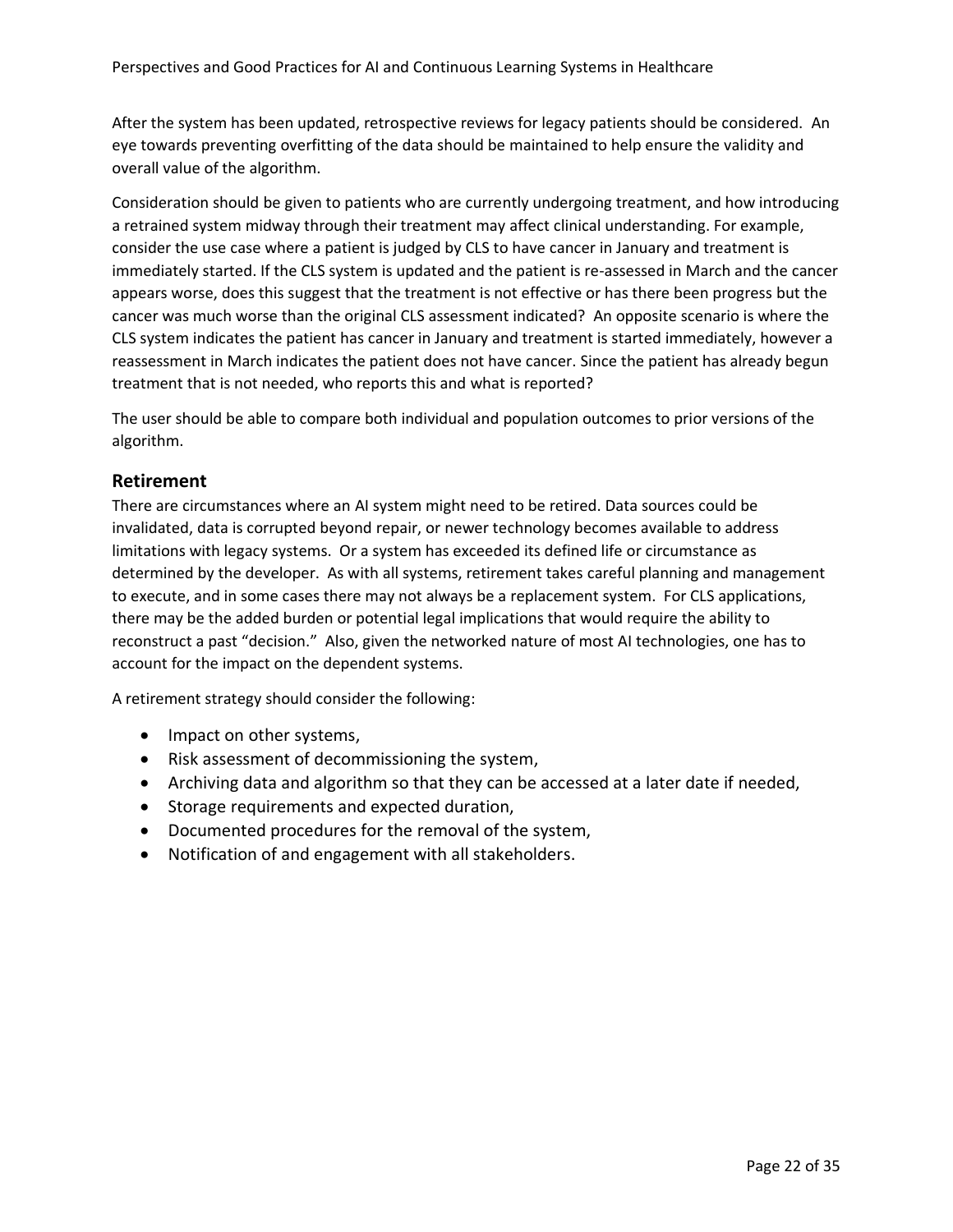After the system has been updated, retrospective reviews for legacy patients should be considered. An eye towards preventing overfitting of the data should be maintained to help ensure the validity and overall value of the algorithm.

Consideration should be given to patients who are currently undergoing treatment, and how introducing a retrained system midway through their treatment may affect clinical understanding. For example, consider the use case where a patient is judged by CLS to have cancer in January and treatment is immediately started. If the CLS system is updated and the patient is re-assessed in March and the cancer appears worse, does this suggest that the treatment is not effective or has there been progress but the cancer was much worse than the original CLS assessment indicated? An opposite scenario is where the CLS system indicates the patient has cancer in January and treatment is started immediately, however a reassessment in March indicates the patient does not have cancer. Since the patient has already begun treatment that is not needed, who reports this and what is reported?

The user should be able to compare both individual and population outcomes to prior versions of the algorithm.

## Retirement

There are circumstances where an AI system might need to be retired. Data sources could be invalidated, data is corrupted beyond repair, or newer technology becomes available to address limitations with legacy systems. Or a system has exceeded its defined life or circumstance as determined by the developer. As with all systems, retirement takes careful planning and management to execute, and in some cases there may not always be a replacement system. For CLS applications, there may be the added burden or potential legal implications that would require the ability to reconstruct a past "decision." Also, given the networked nature of most AI technologies, one has to account for the impact on the dependent systems.

A retirement strategy should consider the following:

- Impact on other systems,
- Risk assessment of decommissioning the system,
- Archiving data and algorithm so that they can be accessed at a later date if needed,
- Storage requirements and expected duration,
- Documented procedures for the removal of the system,
- Notification of and engagement with all stakeholders.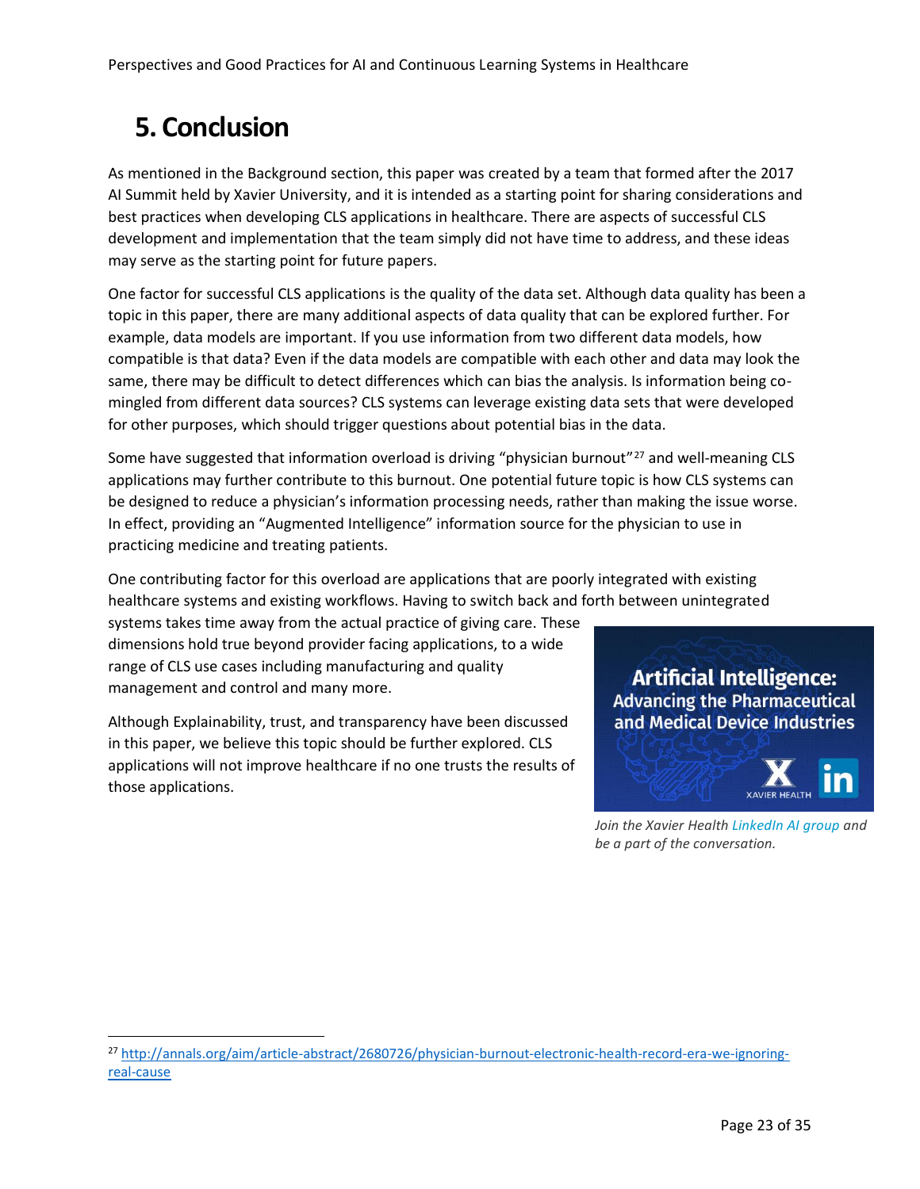# 5. Conclusion

As mentioned in the Background section, this paper was created by a team that formed after the 2017 AI Summit held by Xavier University, and it is intended as a starting point for sharing considerations and best practices when developing CLS applications in healthcare. There are aspects of successful CLS development and implementation that the team simply did not have time to address, and these ideas may serve as the starting point for future papers.

One factor for successful CLS applications is the quality of the data set. Although data quality has been a topic in this paper, there are many additional aspects of data quality that can be explored further. For example, data models are important. If you use information from two different data models, how compatible is that data? Even if the data models are compatible with each other and data may look the same, there may be difficult to detect differences which can bias the analysis. Is information being co-mingled from different data sources? CLS systems can leverage existing data sets that were developed for other purposes, which should trigger questions about potential bias in the data.

Some have suggested that information overload is driving “physician burnout”[27] and well-meaning CLS applications may further contribute to this burnout. One potential future topic is how CLS systems can be designed to reduce a physician’s information processing needs, rather than making the issue worse. In effect, providing an “Augmented Intelligence” information source for the physician to use in practicing medicine and treating patients.

One contributing factor for this overload are applications that are poorly integrated with existing healthcare systems and existing workflows. Having to switch back and forth between unintegrated systems takes time away from the actual practice of giving care. These dimensions hold true beyond provider facing applications, to a wide range of CLS use cases including manufacturing and quality management and control and many more.

Although Explainability, trust, and transparency have been discussed in this paper, we believe this topic should be further explored. CLS applications will not improve healthcare if no one trusts the results of those applications.

**Artificial Intelligence: Advancing the Pharmaceutical and Medical Device Industries**

XAVIER HEALTH

*Join the Xavier Health LinkedIn AI group and be a part of the conversation.*

[27] http://annals.org/aim/article-abstract/2680726/physician-burnout-electronic-health-record-era-we-ignoring-real-cause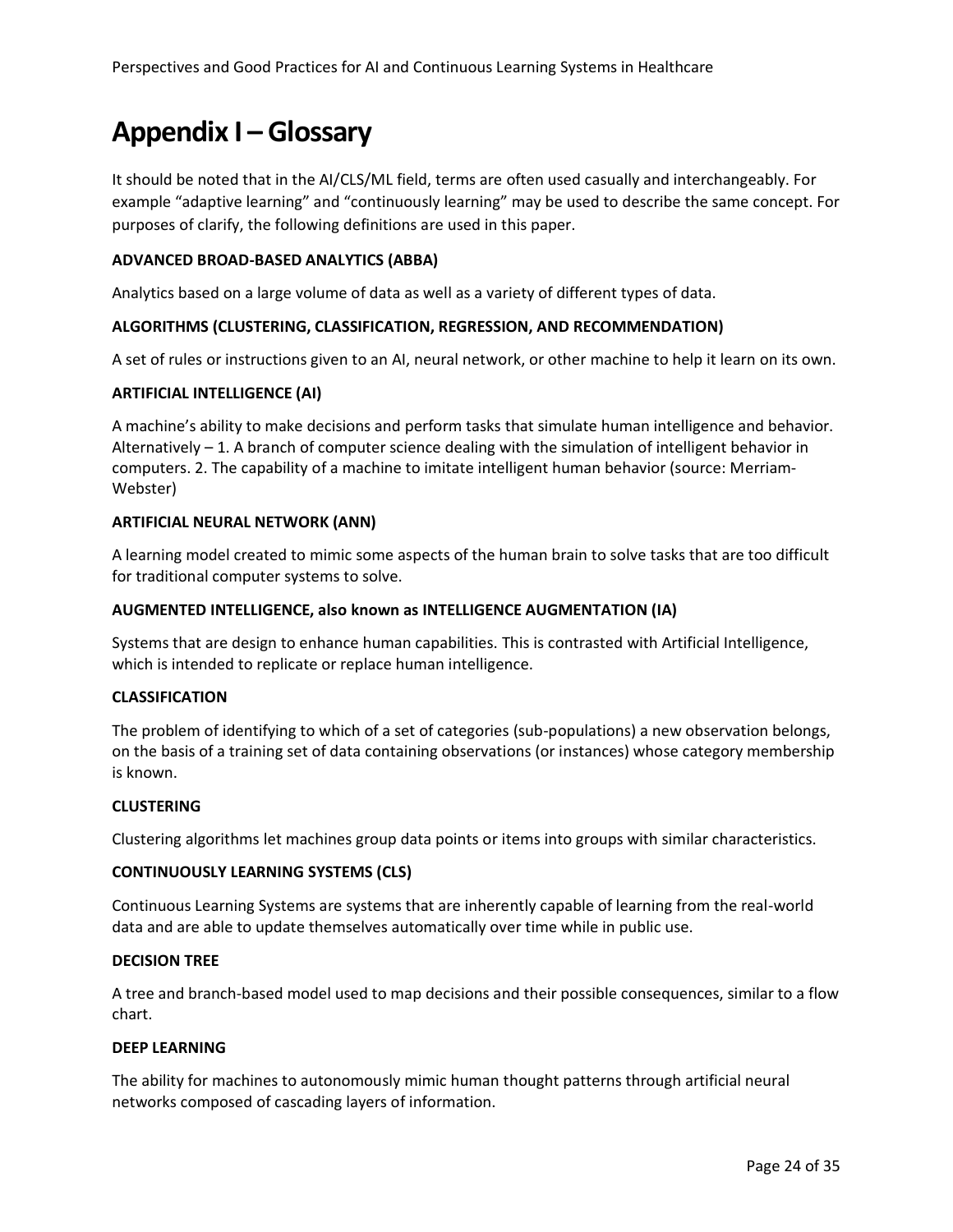# Appendix I – Glossary

It should be noted that in the AI/CLS/ML field, terms are often used casually and interchangeably. For example "adaptive learning" and "continuously learning" may be used to describe the same concept. For purposes of clarify, the following definitions are used in this paper.

**ADVANCED BROAD-BASED ANALYTICS (ABBA)**

Analytics based on a large volume of data as well as a variety of different types of data.

**ALGORITHMS (CLUSTERING, CLASSIFICATION, REGRESSION, AND RECOMMENDATION)**

A set of rules or instructions given to an AI, neural network, or other machine to help it learn on its own.

**ARTIFICIAL INTELLIGENCE (AI)**

A machine's ability to make decisions and perform tasks that simulate human intelligence and behavior. Alternatively – 1. A branch of computer science dealing with the simulation of intelligent behavior in computers. 2. The capability of a machine to imitate intelligent human behavior (source: Merriam-Webster)

**ARTIFICIAL NEURAL NETWORK (ANN)**

A learning model created to mimic some aspects of the human brain to solve tasks that are too difficult for traditional computer systems to solve.

**AUGMENTED INTELLIGENCE, also known as INTELLIGENCE AUGMENTATION (IA)**

Systems that are design to enhance human capabilities. This is contrasted with Artificial Intelligence, which is intended to replicate or replace human intelligence.

**CLASSIFICATION**

The problem of identifying to which of a set of categories (sub-populations) a new observation belongs, on the basis of a training set of data containing observations (or instances) whose category membership is known.

**CLUSTERING**

Clustering algorithms let machines group data points or items into groups with similar characteristics.

**CONTINUOUSLY LEARNING SYSTEMS (CLS)**

Continuous Learning Systems are systems that are inherently capable of learning from the real-world data and are able to update themselves automatically over time while in public use.

**DECISION TREE**

A tree and branch-based model used to map decisions and their possible consequences, similar to a flow chart.

**DEEP LEARNING**

The ability for machines to autonomously mimic human thought patterns through artificial neural networks composed of cascading layers of information.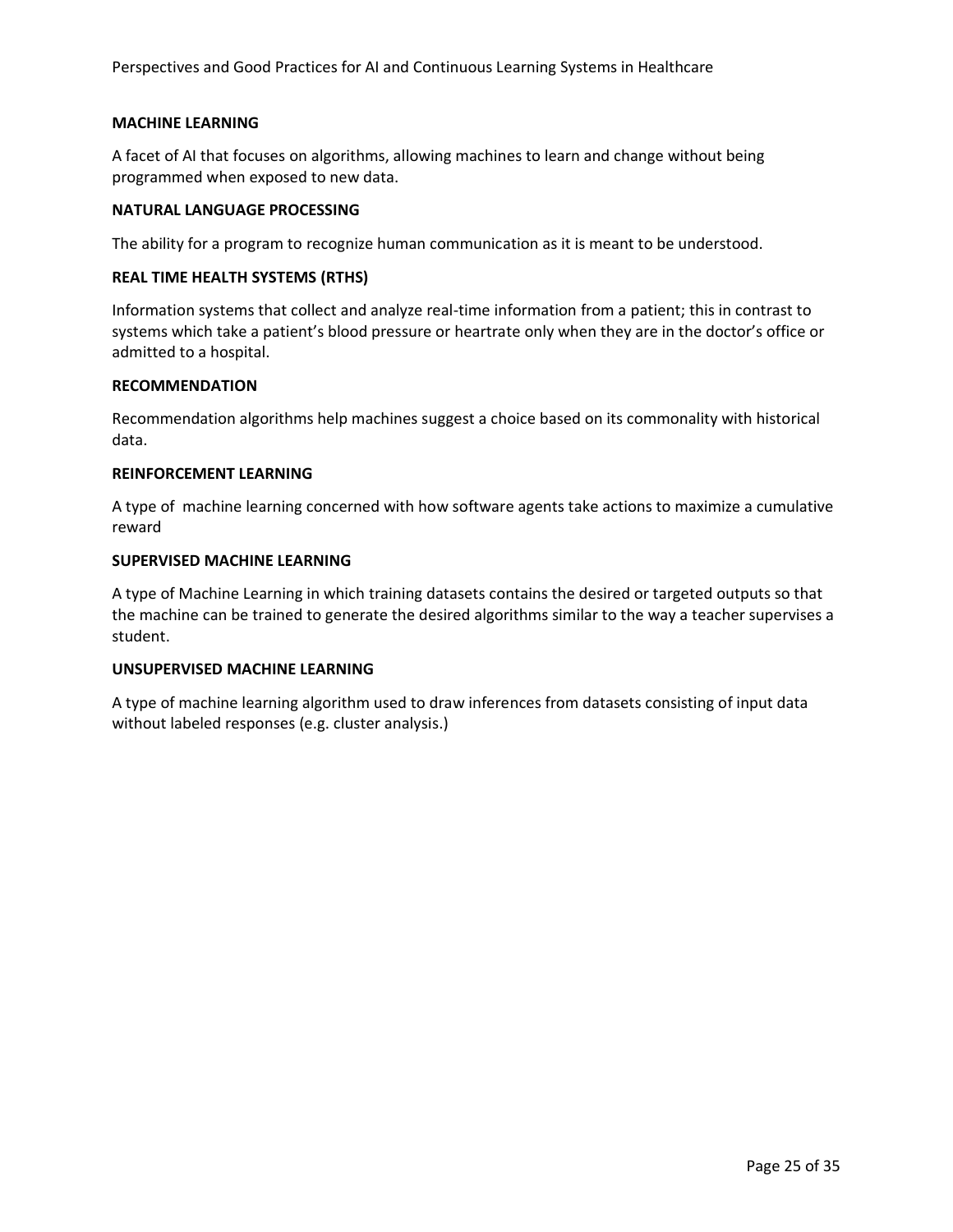**MACHINE LEARNING**

A facet of AI that focuses on algorithms, allowing machines to learn and change without being programmed when exposed to new data.

**NATURAL LANGUAGE PROCESSING**

The ability for a program to recognize human communication as it is meant to be understood.

**REAL TIME HEALTH SYSTEMS (RTHS)**

Information systems that collect and analyze real-time information from a patient; this in contrast to systems which take a patient's blood pressure or heartrate only when they are in the doctor's office or admitted to a hospital.

**RECOMMENDATION**

Recommendation algorithms help machines suggest a choice based on its commonality with historical data.

**REINFORCEMENT LEARNING**

A type of machine learning concerned with how software agents take actions to maximize a cumulative reward

**SUPERVISED MACHINE LEARNING**

A type of Machine Learning in which training datasets contains the desired or targeted outputs so that the machine can be trained to generate the desired algorithms similar to the way a teacher supervises a student.

**UNSUPERVISED MACHINE LEARNING**

A type of machine learning algorithm used to draw inferences from datasets consisting of input data without labeled responses (e.g. cluster analysis.)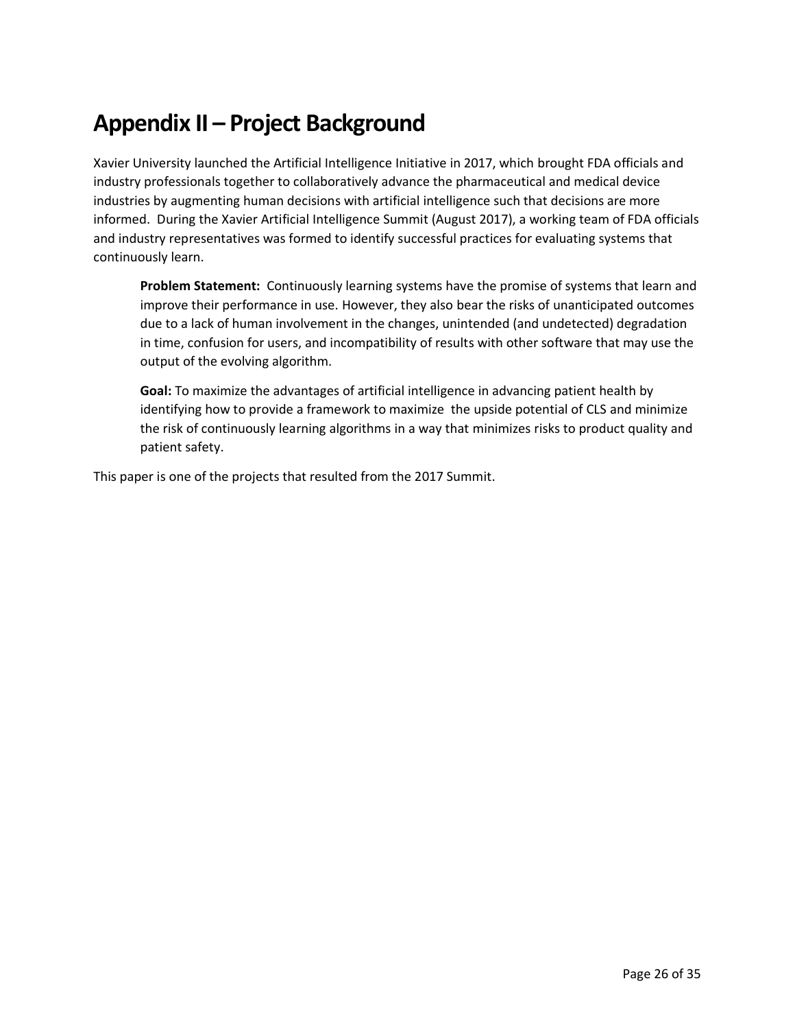# Appendix II – Project Background

Xavier University launched the Artificial Intelligence Initiative in 2017, which brought FDA officials and industry professionals together to collaboratively advance the pharmaceutical and medical device industries by augmenting human decisions with artificial intelligence such that decisions are more informed. During the Xavier Artificial Intelligence Summit (August 2017), a working team of FDA officials and industry representatives was formed to identify successful practices for evaluating systems that continuously learn.

> **Problem Statement:** Continuously learning systems have the promise of systems that learn and improve their performance in use. However, they also bear the risks of unanticipated outcomes due to a lack of human involvement in the changes, unintended (and undetected) degradation in time, confusion for users, and incompatibility of results with other software that may use the output of the evolving algorithm.
>
> **Goal:** To maximize the advantages of artificial intelligence in advancing patient health by identifying how to provide a framework to maximize the upside potential of CLS and minimize the risk of continuously learning algorithms in a way that minimizes risks to product quality and patient safety.

This paper is one of the projects that resulted from the 2017 Summit.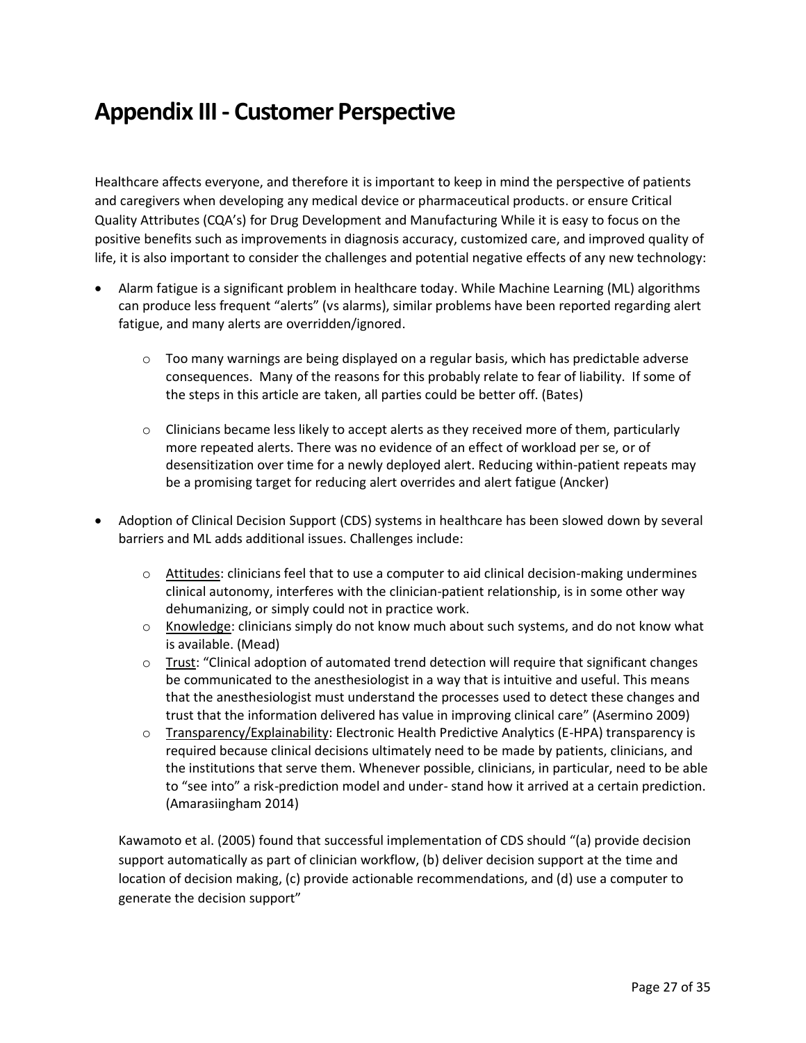# Appendix III - Customer Perspective

Healthcare affects everyone, and therefore it is important to keep in mind the perspective of patients and caregivers when developing any medical device or pharmaceutical products. or ensure Critical Quality Attributes (CQA's) for Drug Development and Manufacturing While it is easy to focus on the positive benefits such as improvements in diagnosis accuracy, customized care, and improved quality of life, it is also important to consider the challenges and potential negative effects of any new technology:

- Alarm fatigue is a significant problem in healthcare today. While Machine Learning (ML) algorithms can produce less frequent "alerts" (vs alarms), similar problems have been reported regarding alert fatigue, and many alerts are overridden/ignored.
  - Too many warnings are being displayed on a regular basis, which has predictable adverse consequences. Many of the reasons for this probably relate to fear of liability. If some of the steps in this article are taken, all parties could be better off. (Bates)
  - Clinicians became less likely to accept alerts as they received more of them, particularly more repeated alerts. There was no evidence of an effect of workload per se, or of desensitization over time for a newly deployed alert. Reducing within-patient repeats may be a promising target for reducing alert overrides and alert fatigue (Ancker)
- Adoption of Clinical Decision Support (CDS) systems in healthcare has been slowed down by several barriers and ML adds additional issues. Challenges include:
  - Attitudes: clinicians feel that to use a computer to aid clinical decision-making undermines clinical autonomy, interferes with the clinician-patient relationship, is in some other way dehumanizing, or simply could not in practice work.
  - Knowledge: clinicians simply do not know much about such systems, and do not know what is available. (Mead)
  - Trust: "Clinical adoption of automated trend detection will require that significant changes be communicated to the anesthesiologist in a way that is intuitive and useful. This means that the anesthesiologist must understand the processes used to detect these changes and trust that the information delivered has value in improving clinical care" (Asermino 2009)
  - Transparency/Explainability: Electronic Health Predictive Analytics (E-HPA) transparency is required because clinical decisions ultimately need to be made by patients, clinicians, and the institutions that serve them. Whenever possible, clinicians, in particular, need to be able to "see into" a risk-prediction model and under- stand how it arrived at a certain prediction. (Amarasiingham 2014)

  Kawamoto et al. (2005) found that successful implementation of CDS should "(a) provide decision support automatically as part of clinician workflow, (b) deliver decision support at the time and location of decision making, (c) provide actionable recommendations, and (d) use a computer to generate the decision support"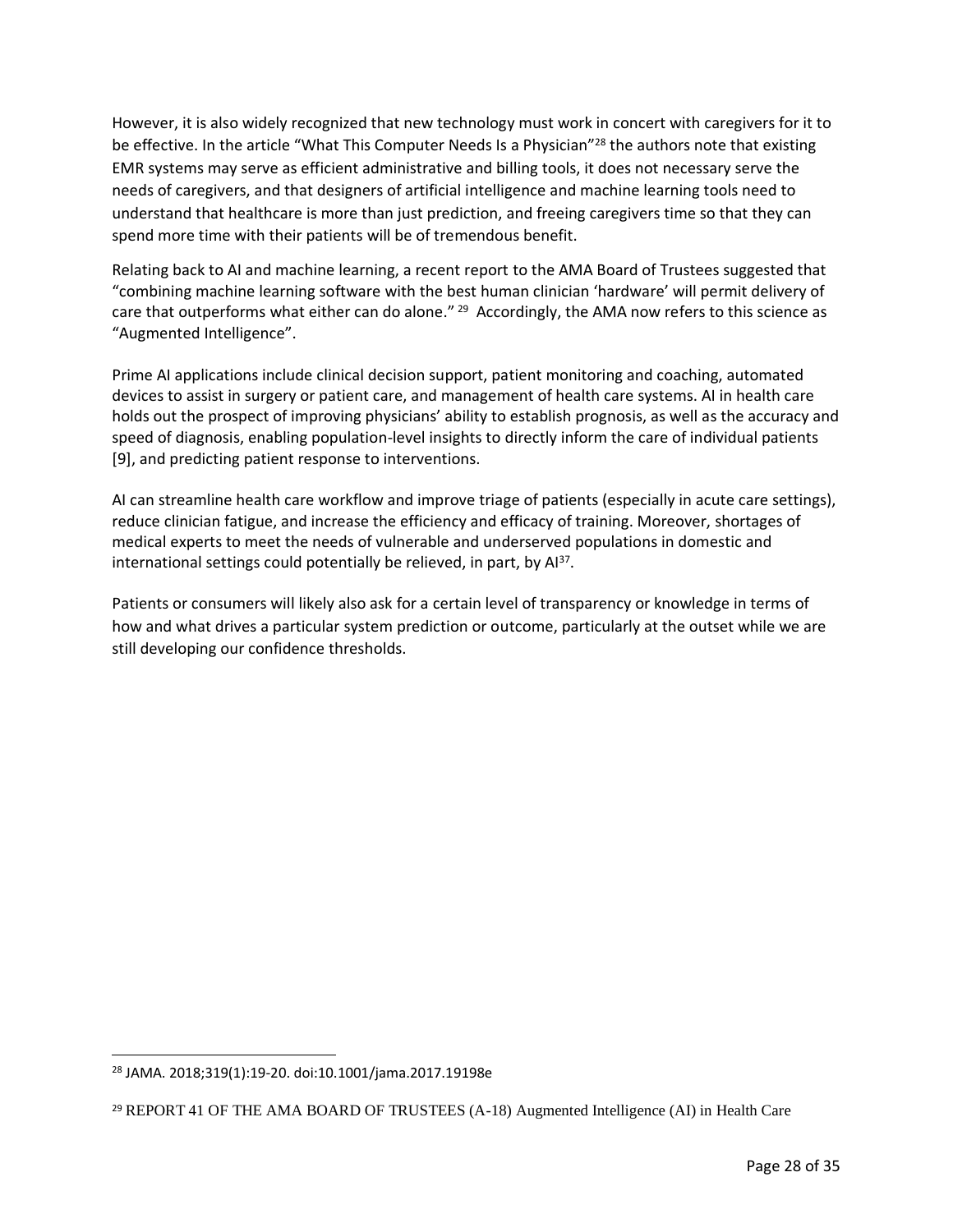However, it is also widely recognized that new technology must work in concert with caregivers for it to be effective. In the article "What This Computer Needs Is a Physician"[28] the authors note that existing EMR systems may serve as efficient administrative and billing tools, it does not necessary serve the needs of caregivers, and that designers of artificial intelligence and machine learning tools need to understand that healthcare is more than just prediction, and freeing caregivers time so that they can spend more time with their patients will be of tremendous benefit.

Relating back to AI and machine learning, a recent report to the AMA Board of Trustees suggested that "combining machine learning software with the best human clinician 'hardware' will permit delivery of care that outperforms what either can do alone." [29] Accordingly, the AMA now refers to this science as "Augmented Intelligence".

Prime AI applications include clinical decision support, patient monitoring and coaching, automated devices to assist in surgery or patient care, and management of health care systems. AI in health care holds out the prospect of improving physicians' ability to establish prognosis, as well as the accuracy and speed of diagnosis, enabling population-level insights to directly inform the care of individual patients [9], and predicting patient response to interventions.

AI can streamline health care workflow and improve triage of patients (especially in acute care settings), reduce clinician fatigue, and increase the efficiency and efficacy of training. Moreover, shortages of medical experts to meet the needs of vulnerable and underserved populations in domestic and international settings could potentially be relieved, in part, by AI[37].

Patients or consumers will likely also ask for a certain level of transparency or knowledge in terms of how and what drives a particular system prediction or outcome, particularly at the outset while we are still developing our confidence thresholds.

---

[28] JAMA. 2018;319(1):19-20. doi:10.1001/jama.2017.19198e

[29] REPORT 41 OF THE AMA BOARD OF TRUSTEES (A-18) Augmented Intelligence (AI) in Health Care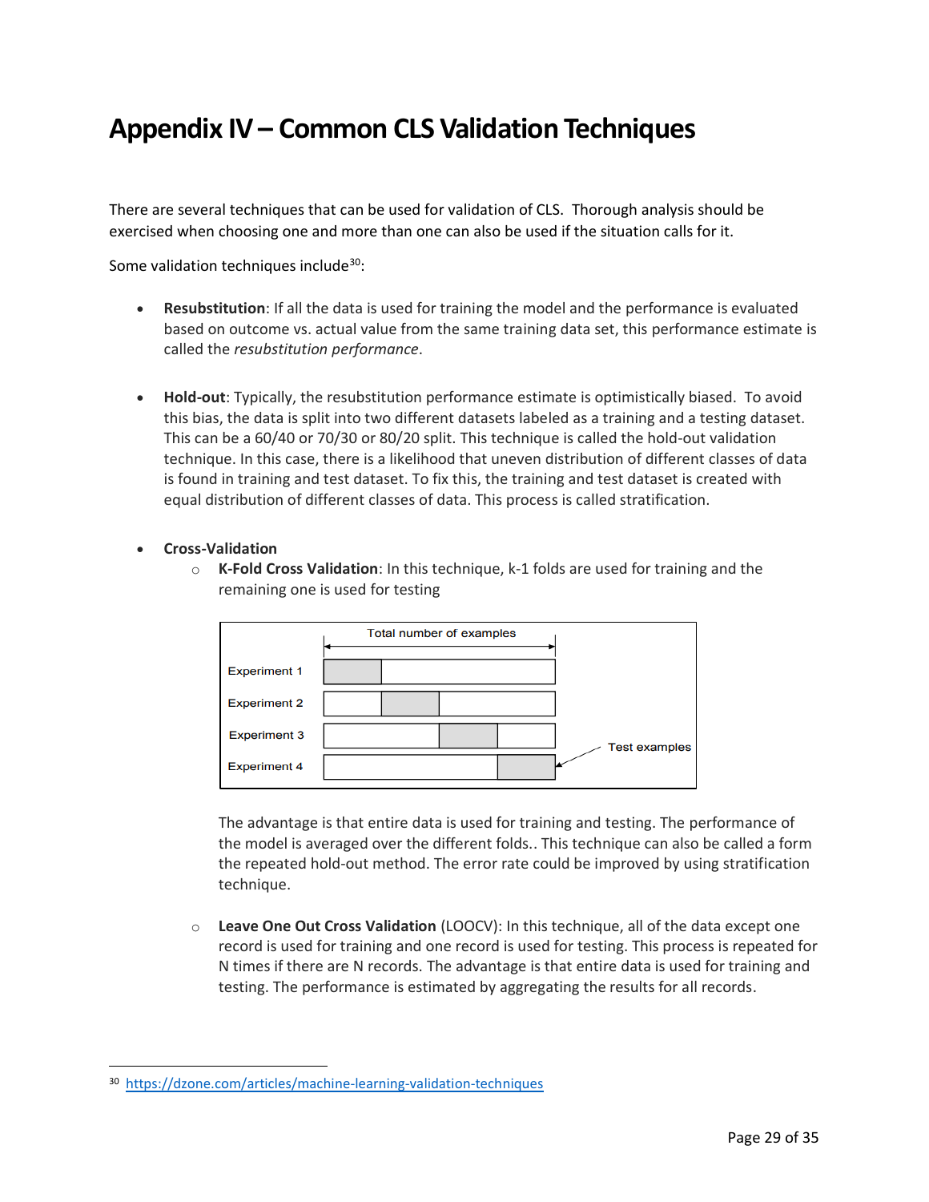# Appendix IV – Common CLS Validation Techniques

There are several techniques that can be used for validation of CLS. Thorough analysis should be exercised when choosing one and more than one can also be used if the situation calls for it.

Some validation techniques include[30]:

- **Resubstitution**: If all the data is used for training the model and the performance is evaluated based on outcome vs. actual value from the same training data set, this performance estimate is called the *resubstitution performance*.

- **Hold-out**: Typically, the resubstitution performance estimate is optimistically biased. To avoid this bias, the data is split into two different datasets labeled as a training and a testing dataset. This can be a 60/40 or 70/30 or 80/20 split. This technique is called the hold-out validation technique. In this case, there is a likelihood that uneven distribution of different classes of data is found in training and test dataset. To fix this, the training and test dataset is created with equal distribution of different classes of data. This process is called stratification.

- **Cross-Validation**
  - **K-Fold Cross Validation**: In this technique, k-1 folds are used for training and the remaining one is used for testing

    The advantage is that entire data is used for training and testing. The performance of the model is averaged over the different folds.. This technique can also be called a form the repeated hold-out method. The error rate could be improved by using stratification technique.

  - **Leave One Out Cross Validation** (LOOCV): In this technique, all of the data except one record is used for training and one record is used for testing. This process is repeated for N times if there are N records. The advantage is that entire data is used for training and testing. The performance is estimated by aggregating the results for all records.

---

[30] https://dzone.com/articles/machine-learning-validation-techniques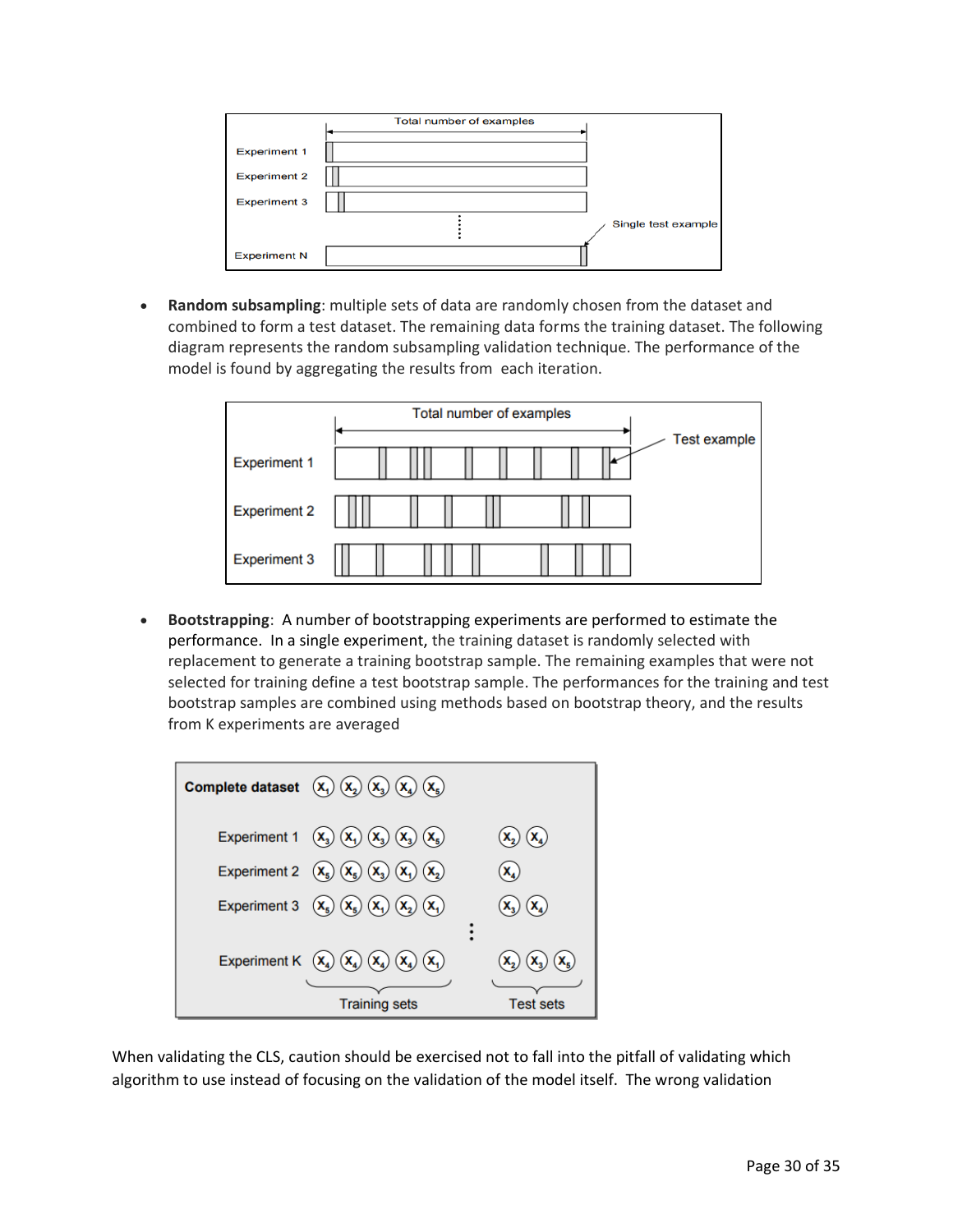- **Random subsampling**: multiple sets of data are randomly chosen from the dataset and combined to form a test dataset. The remaining data forms the training dataset. The following diagram represents the random subsampling validation technique. The performance of the model is found by aggregating the results from each iteration.

- **Bootstrapping**: A number of bootstrapping experiments are performed to estimate the performance. In a single experiment, the training dataset is randomly selected with replacement to generate a training bootstrap sample. The remaining examples that were not selected for training define a test bootstrap sample. The performances for the training and test bootstrap samples are combined using methods based on bootstrap theory, and the results from K experiments are averaged

When validating the CLS, caution should be exercised not to fall into the pitfall of validating which algorithm to use instead of focusing on the validation of the model itself. The wrong validation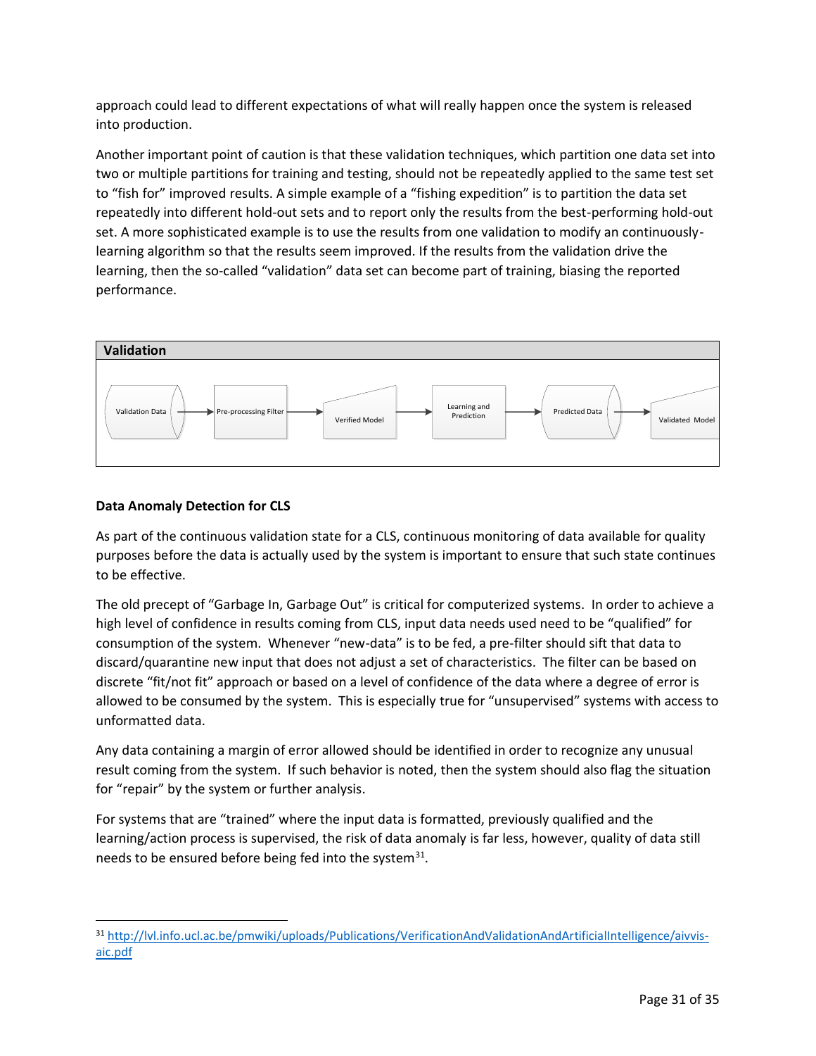approach could lead to different expectations of what will really happen once the system is released into production.

Another important point of caution is that these validation techniques, which partition one data set into two or multiple partitions for training and testing, should not be repeatedly applied to the same test set to “fish for” improved results. A simple example of a “fishing expedition” is to partition the data set repeatedly into different hold-out sets and to report only the results from the best-performing hold-out set. A more sophisticated example is to use the results from one validation to modify an continuously-learning algorithm so that the results seem improved. If the results from the validation drive the learning, then the so-called “validation” data set can become part of training, biasing the reported performance.

**Validation**

Validation Data → Pre-processing Filter → Verified Model → Learning and Prediction → Predicted Data → Validated Model

**Data Anomaly Detection for CLS**

As part of the continuous validation state for a CLS, continuous monitoring of data available for quality purposes before the data is actually used by the system is important to ensure that such state continues to be effective.

The old precept of “Garbage In, Garbage Out” is critical for computerized systems. In order to achieve a high level of confidence in results coming from CLS, input data needs used need to be “qualified” for consumption of the system. Whenever “new-data” is to be fed, a pre-filter should sift that data to discard/quarantine new input that does not adjust a set of characteristics. The filter can be based on discrete “fit/not fit” approach or based on a level of confidence of the data where a degree of error is allowed to be consumed by the system. This is especially true for “unsupervised” systems with access to unformatted data.

Any data containing a margin of error allowed should be identified in order to recognize any unusual result coming from the system. If such behavior is noted, then the system should also flag the situation for “repair” by the system or further analysis.

For systems that are “trained” where the input data is formatted, previously qualified and the learning/action process is supervised, the risk of data anomaly is far less, however, quality of data still needs to be ensured before being fed into the system[31].

---

[31] http://lvl.info.ucl.ac.be/pmwiki/uploads/Publications/VerificationAndValidationAndArtificialIntelligence/aivvis-aic.pdf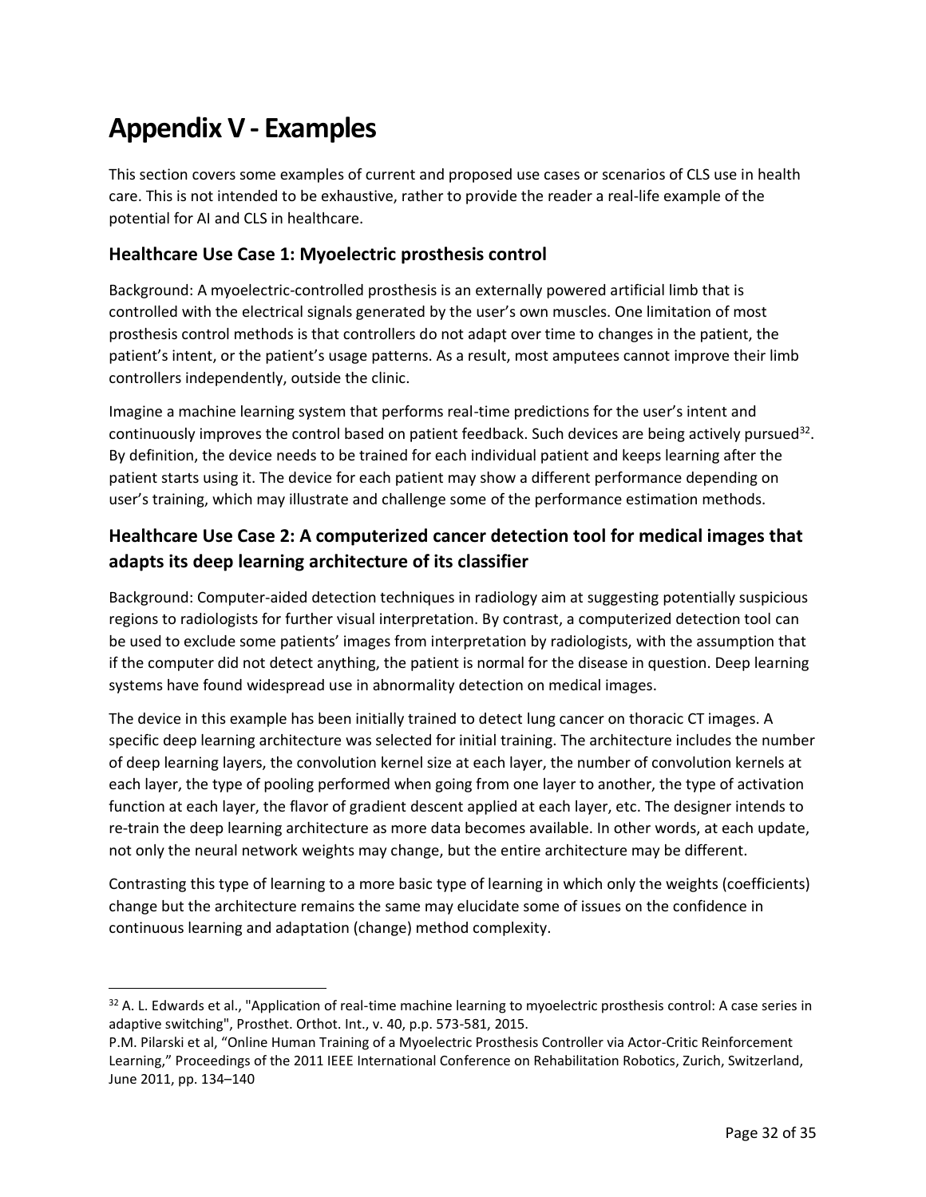# Appendix V - Examples

This section covers some examples of current and proposed use cases or scenarios of CLS use in health care. This is not intended to be exhaustive, rather to provide the reader a real-life example of the potential for AI and CLS in healthcare.

## Healthcare Use Case 1: Myoelectric prosthesis control

Background: A myoelectric-controlled prosthesis is an externally powered artificial limb that is controlled with the electrical signals generated by the user's own muscles. One limitation of most prosthesis control methods is that controllers do not adapt over time to changes in the patient, the patient's intent, or the patient's usage patterns. As a result, most amputees cannot improve their limb controllers independently, outside the clinic.

Imagine a machine learning system that performs real-time predictions for the user's intent and continuously improves the control based on patient feedback. Such devices are being actively pursued[32]. By definition, the device needs to be trained for each individual patient and keeps learning after the patient starts using it. The device for each patient may show a different performance depending on user's training, which may illustrate and challenge some of the performance estimation methods.

## Healthcare Use Case 2: A computerized cancer detection tool for medical images that adapts its deep learning architecture of its classifier

Background: Computer-aided detection techniques in radiology aim at suggesting potentially suspicious regions to radiologists for further visual interpretation. By contrast, a computerized detection tool can be used to exclude some patients' images from interpretation by radiologists, with the assumption that if the computer did not detect anything, the patient is normal for the disease in question. Deep learning systems have found widespread use in abnormality detection on medical images.

The device in this example has been initially trained to detect lung cancer on thoracic CT images. A specific deep learning architecture was selected for initial training. The architecture includes the number of deep learning layers, the convolution kernel size at each layer, the number of convolution kernels at each layer, the type of pooling performed when going from one layer to another, the type of activation function at each layer, the flavor of gradient descent applied at each layer, etc. The designer intends to re-train the deep learning architecture as more data becomes available. In other words, at each update, not only the neural network weights may change, but the entire architecture may be different.

Contrasting this type of learning to a more basic type of learning in which only the weights (coefficients) change but the architecture remains the same may elucidate some of issues on the confidence in continuous learning and adaptation (change) method complexity.

---

[32] A. L. Edwards et al., "Application of real-time machine learning to myoelectric prosthesis control: A case series in adaptive switching", Prosthet. Orthot. Int., v. 40, p.p. 573-581, 2015.
P.M. Pilarski et al, "Online Human Training of a Myoelectric Prosthesis Controller via Actor-Critic Reinforcement Learning," Proceedings of the 2011 IEEE International Conference on Rehabilitation Robotics, Zurich, Switzerland, June 2011, pp. 134–140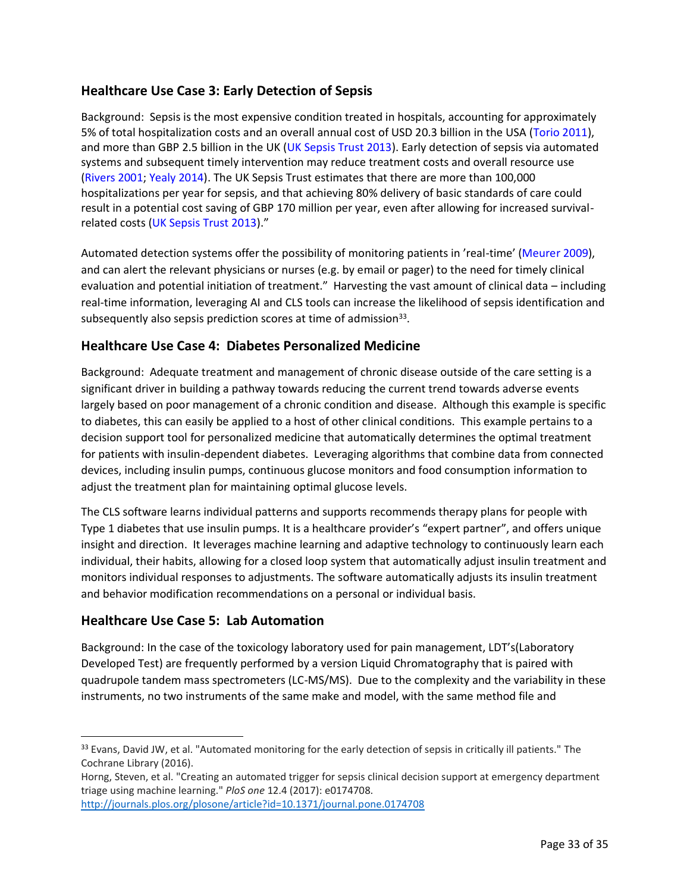## Healthcare Use Case 3: Early Detection of Sepsis

Background: Sepsis is the most expensive condition treated in hospitals, accounting for approximately 5% of total hospitalization costs and an overall annual cost of USD 20.3 billion in the USA (Torio 2011), and more than GBP 2.5 billion in the UK (UK Sepsis Trust 2013). Early detection of sepsis via automated systems and subsequent timely intervention may reduce treatment costs and overall resource use (Rivers 2001; Yealy 2014). The UK Sepsis Trust estimates that there are more than 100,000 hospitalizations per year for sepsis, and that achieving 80% delivery of basic standards of care could result in a potential cost saving of GBP 170 million per year, even after allowing for increased survival-related costs (UK Sepsis Trust 2013)."

Automated detection systems offer the possibility of monitoring patients in 'real-time' (Meurer 2009), and can alert the relevant physicians or nurses (e.g. by email or pager) to the need for timely clinical evaluation and potential initiation of treatment." Harvesting the vast amount of clinical data – including real-time information, leveraging AI and CLS tools can increase the likelihood of sepsis identification and subsequently also sepsis prediction scores at time of admission[33].

## Healthcare Use Case 4: Diabetes Personalized Medicine

Background: Adequate treatment and management of chronic disease outside of the care setting is a significant driver in building a pathway towards reducing the current trend towards adverse events largely based on poor management of a chronic condition and disease. Although this example is specific to diabetes, this can easily be applied to a host of other clinical conditions. This example pertains to a decision support tool for personalized medicine that automatically determines the optimal treatment for patients with insulin-dependent diabetes. Leveraging algorithms that combine data from connected devices, including insulin pumps, continuous glucose monitors and food consumption information to adjust the treatment plan for maintaining optimal glucose levels.

The CLS software learns individual patterns and supports recommends therapy plans for people with Type 1 diabetes that use insulin pumps. It is a healthcare provider's "expert partner", and offers unique insight and direction. It leverages machine learning and adaptive technology to continuously learn each individual, their habits, allowing for a closed loop system that automatically adjust insulin treatment and monitors individual responses to adjustments. The software automatically adjusts its insulin treatment and behavior modification recommendations on a personal or individual basis.

## Healthcare Use Case 5: Lab Automation

Background: In the case of the toxicology laboratory used for pain management, LDT's(Laboratory Developed Test) are frequently performed by a version Liquid Chromatography that is paired with quadrupole tandem mass spectrometers (LC-MS/MS). Due to the complexity and the variability in these instruments, no two instruments of the same make and model, with the same method file and

---

[33] Evans, David JW, et al. "Automated monitoring for the early detection of sepsis in critically ill patients." The Cochrane Library (2016).

Horng, Steven, et al. "Creating an automated trigger for sepsis clinical decision support at emergency department triage using machine learning." *PloS one* 12.4 (2017): e0174708. http://journals.plos.org/plosone/article?id=10.1371/journal.pone.0174708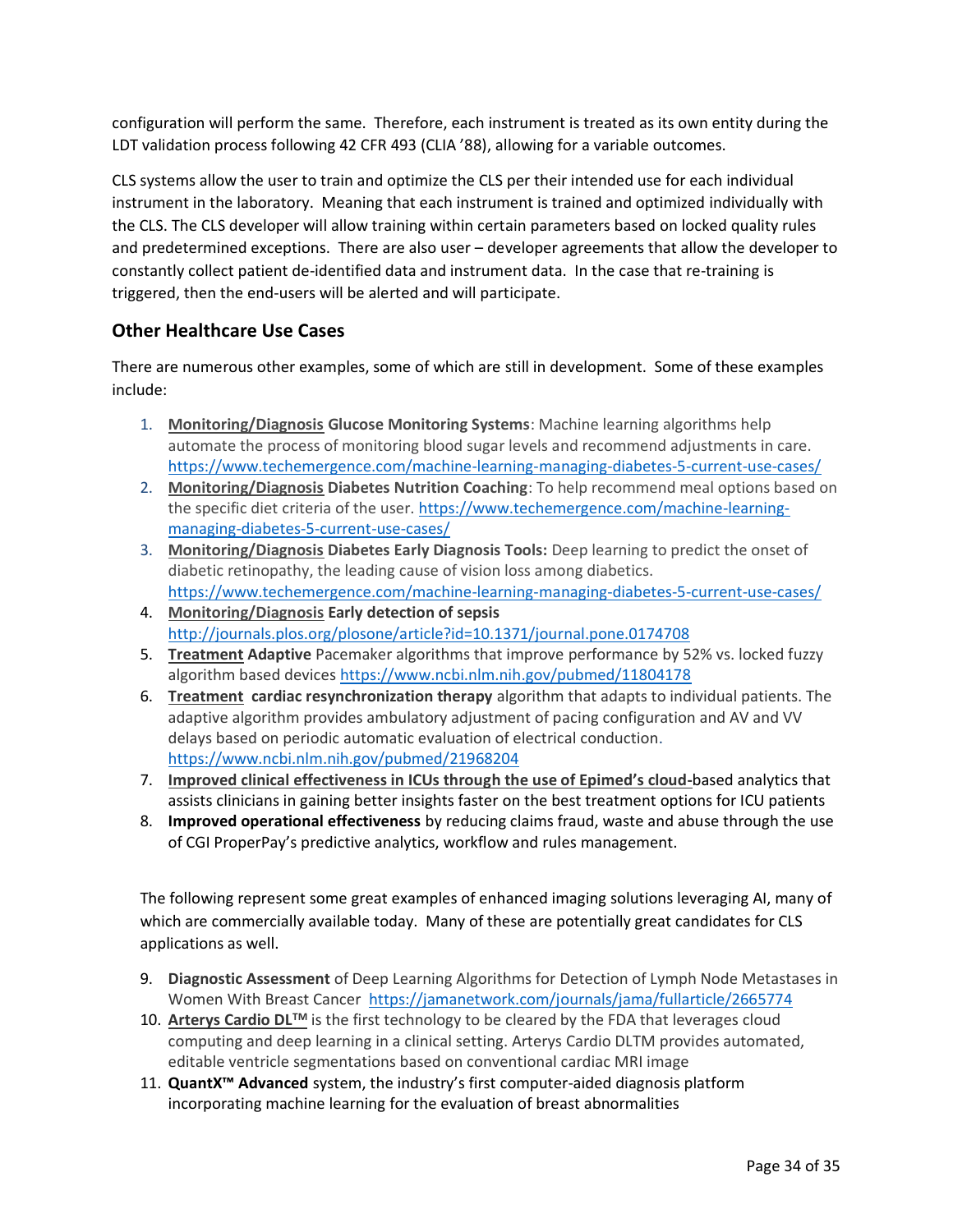configuration will perform the same. Therefore, each instrument is treated as its own entity during the LDT validation process following 42 CFR 493 (CLIA '88), allowing for a variable outcomes.

CLS systems allow the user to train and optimize the CLS per their intended use for each individual instrument in the laboratory. Meaning that each instrument is trained and optimized individually with the CLS. The CLS developer will allow training within certain parameters based on locked quality rules and predetermined exceptions. There are also user – developer agreements that allow the developer to constantly collect patient de-identified data and instrument data. In the case that re-training is triggered, then the end-users will be alerted and will participate.

## Other Healthcare Use Cases

There are numerous other examples, some of which are still in development. Some of these examples include:

1. **Monitoring/Diagnosis Glucose Monitoring Systems**: Machine learning algorithms help automate the process of monitoring blood sugar levels and recommend adjustments in care. https://www.techemergence.com/machine-learning-managing-diabetes-5-current-use-cases/
2. **Monitoring/Diagnosis Diabetes Nutrition Coaching**: To help recommend meal options based on the specific diet criteria of the user. https://www.techemergence.com/machine-learning-managing-diabetes-5-current-use-cases/
3. **Monitoring/Diagnosis Diabetes Early Diagnosis Tools:** Deep learning to predict the onset of diabetic retinopathy, the leading cause of vision loss among diabetics. https://www.techemergence.com/machine-learning-managing-diabetes-5-current-use-cases/
4. **Monitoring/Diagnosis Early detection of sepsis** http://journals.plos.org/plosone/article?id=10.1371/journal.pone.0174708
5. **Treatment Adaptive** Pacemaker algorithms that improve performance by 52% vs. locked fuzzy algorithm based devices https://www.ncbi.nlm.nih.gov/pubmed/11804178
6. **Treatment cardiac resynchronization therapy** algorithm that adapts to individual patients. The adaptive algorithm provides ambulatory adjustment of pacing configuration and AV and VV delays based on periodic automatic evaluation of electrical conduction. https://www.ncbi.nlm.nih.gov/pubmed/21968204
7. **Improved clinical effectiveness in ICUs through the use of Epimed's cloud-**based analytics that assists clinicians in gaining better insights faster on the best treatment options for ICU patients
8. **Improved operational effectiveness** by reducing claims fraud, waste and abuse through the use of CGI ProperPay's predictive analytics, workflow and rules management.

The following represent some great examples of enhanced imaging solutions leveraging AI, many of which are commercially available today. Many of these are potentially great candidates for CLS applications as well.

9. **Diagnostic Assessment** of Deep Learning Algorithms for Detection of Lymph Node Metastases in Women With Breast Cancer https://jamanetwork.com/journals/jama/fullarticle/2665774
10. **Arterys Cardio DL™** is the first technology to be cleared by the FDA that leverages cloud computing and deep learning in a clinical setting. Arterys Cardio DLTM provides automated, editable ventricle segmentations based on conventional cardiac MRI image
11. **QuantX™ Advanced** system, the industry's first computer-aided diagnosis platform incorporating machine learning for the evaluation of breast abnormalities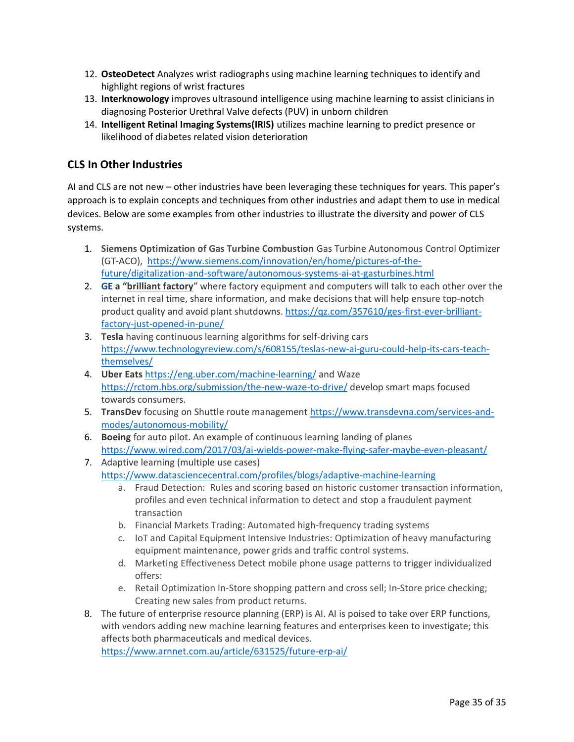12. **OsteoDetect** Analyzes wrist radiographs using machine learning techniques to identify and highlight regions of wrist fractures
13. **Interknowology** improves ultrasound intelligence using machine learning to assist clinicians in diagnosing Posterior Urethral Valve defects (PUV) in unborn children
14. **Intelligent Retinal Imaging Systems(IRIS)** utilizes machine learning to predict presence or likelihood of diabetes related vision deterioration

## CLS In Other Industries

AI and CLS are not new – other industries have been leveraging these techniques for years. This paper's approach is to explain concepts and techniques from other industries and adapt them to use in medical devices. Below are some examples from other industries to illustrate the diversity and power of CLS systems.

1. **Siemens Optimization of Gas Turbine Combustion** Gas Turbine Autonomous Control Optimizer (GT-ACO), https://www.siemens.com/innovation/en/home/pictures-of-the-future/digitalization-and-software/autonomous-systems-ai-at-gasturbines.html
2. **GE a "brilliant factory"** where factory equipment and computers will talk to each other over the internet in real time, share information, and make decisions that will help ensure top-notch product quality and avoid plant shutdowns. https://qz.com/357610/ges-first-ever-brilliant-factory-just-opened-in-pune/
3. **Tesla** having continuous learning algorithms for self-driving cars https://www.technologyreview.com/s/608155/teslas-new-ai-guru-could-help-its-cars-teach-themselves/
4. **Uber Eats** https://eng.uber.com/machine-learning/ and Waze https://rctom.hbs.org/submission/the-new-waze-to-drive/ develop smart maps focused towards consumers.
5. **TransDev** focusing on Shuttle route management https://www.transdevna.com/services-and-modes/autonomous-mobility/
6. **Boeing** for auto pilot. An example of continuous learning landing of planes https://www.wired.com/2017/03/ai-wields-power-make-flying-safer-maybe-even-pleasant/
7. Adaptive learning (multiple use cases) https://www.datasciencecentral.com/profiles/blogs/adaptive-machine-learning
   a. Fraud Detection: Rules and scoring based on historic customer transaction information, profiles and even technical information to detect and stop a fraudulent payment transaction
   b. Financial Markets Trading: Automated high-frequency trading systems
   c. IoT and Capital Equipment Intensive Industries: Optimization of heavy manufacturing equipment maintenance, power grids and traffic control systems.
   d. Marketing Effectiveness Detect mobile phone usage patterns to trigger individualized offers:
   e. Retail Optimization In-Store shopping pattern and cross sell; In-Store price checking; Creating new sales from product returns.
8. The future of enterprise resource planning (ERP) is AI. AI is poised to take over ERP functions, with vendors adding new machine learning features and enterprises keen to investigate; this affects both pharmaceuticals and medical devices. https://www.arnnet.com.au/article/631525/future-erp-ai/